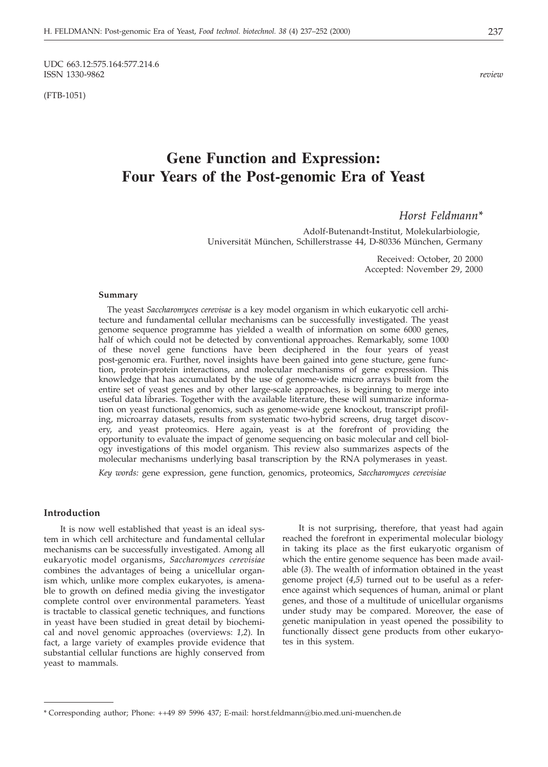UDC 663.12:575.164:577.214.6
ISSN 1330-9862

*review*

(FTB-1051)

# Gene Function and Expression: Four Years of the Post-genomic Era of Yeast

*Horst Feldmann**

Adolf-Butenandt-Institut, Molekularbiologie, Universität München, Schillerstrasse 44, D-80336 München, Germany

Received: October, 20 2000
Accepted: November 29, 2000

#### Summary

The yeast *Saccharomyces cerevisae* is a key model organism in which eukaryotic cell architecture and fundamental cellular mechanisms can be successfully investigated. The yeast genome sequence programme has yielded a wealth of information on some 6000 genes, half of which could not be detected by conventional approaches. Remarkably, some 1000 of these novel gene functions have been deciphered in the four years of yeast post-genomic era. Further, novel insights have been gained into gene stucture, gene function, protein-protein interactions, and molecular mechanisms of gene expression. This knowledge that has accumulated by the use of genome-wide micro arrays built from the entire set of yeast genes and by other large-scale approaches, is beginning to merge into useful data libraries. Together with the available literature, these will summarize information on yeast functional genomics, such as genome-wide gene knockout, transcript profiling, microarray datasets, results from systematic two-hybrid screens, drug target discovery, and yeast proteomics. Here again, yeast is at the forefront of providing the opportunity to evaluate the impact of genome sequencing on basic molecular and cell biology investigations of this model organism. This review also summarizes aspects of the molecular mechanisms underlying basal transcription by the RNA polymerases in yeast.

*Key words:* gene expression, gene function, genomics, proteomics, *Saccharomyces cerevisiae*

## Introduction

It is now well established that yeast is an ideal system in which cell architecture and fundamental cellular mechanisms can be successfully investigated. Among all eukaryotic model organisms, *Saccharomyces cerevisiae* combines the advantages of being a unicellular organism which, unlike more complex eukaryotes, is amenable to growth on defined media giving the investigator complete control over environmental parameters. Yeast is tractable to classical genetic techniques, and functions in yeast have been studied in great detail by biochemical and novel genomic approaches (overviews: *1,2*). In fact, a large variety of examples provide evidence that substantial cellular functions are highly conserved from yeast to mammals.

It is not surprising, therefore, that yeast had again reached the forefront in experimental molecular biology in taking its place as the first eukaryotic organism of which the entire genome sequence has been made available (*3*). The wealth of information obtained in the yeast genome project (*4,5*) turned out to be useful as a reference against which sequences of human, animal or plant genes, and those of a multitude of unicellular organisms under study may be compared. Moreover, the ease of genetic manipulation in yeast opened the possibility to functionally dissect gene products from other eukaryotes in this system.

---

\* Corresponding author; Phone: ++49 89 5996 437; E-mail: horst.feldmann@bio.med.uni-muenchen.de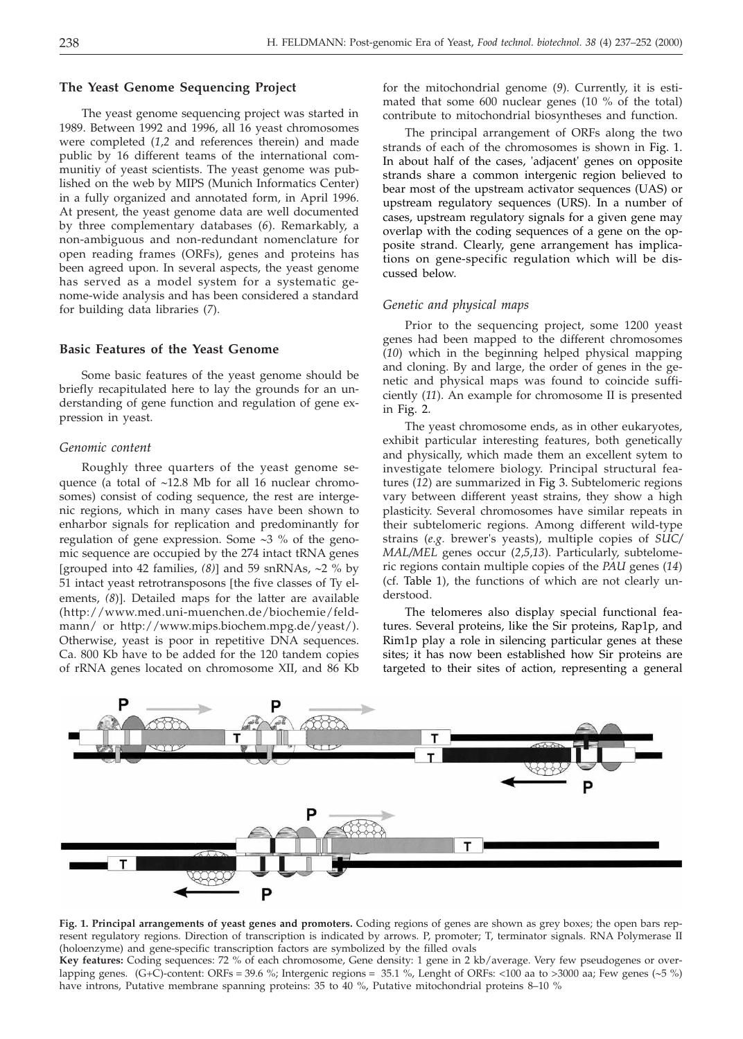## The Yeast Genome Sequencing Project

The yeast genome sequencing project was started in 1989. Between 1992 and 1996, all 16 yeast chromosomes were completed (*1,2* and references therein) and made public by 16 different teams of the international communitiy of yeast scientists. The yeast genome was published on the web by MIPS (Munich Informatics Center) in a fully organized and annotated form, in April 1996. At present, the yeast genome data are well documented by three complementary databases (*6*). Remarkably, a non-ambiguous and non-redundant nomenclature for open reading frames (ORFs), genes and proteins has been agreed upon. In several aspects, the yeast genome has served as a model system for a systematic genome-wide analysis and has been considered a standard for building data libraries (*7*).

## Basic Features of the Yeast Genome

Some basic features of the yeast genome should be briefly recapitulated here to lay the grounds for an understanding of gene function and regulation of gene expression in yeast.

### *Genomic content*

Roughly three quarters of the yeast genome sequence (a total of ~12.8 Mb for all 16 nuclear chromosomes) consist of coding sequence, the rest are intergenic regions, which in many cases have been shown to enharbor signals for replication and predominantly for regulation of gene expression. Some ~3 % of the genomic sequence are occupied by the 274 intact tRNA genes [grouped into 42 families, *(8)*] and 59 snRNAs, ~2 % by 51 intact yeast retrotransposons [the five classes of Ty elements, *(8)*]. Detailed maps for the latter are available (http://www.med.uni-muenchen.de/biochemie/feldmann/ or http://www.mips.biochem.mpg.de/yeast/). Otherwise, yeast is poor in repetitive DNA sequences. Ca. 800 Kb have to be added for the 120 tandem copies of rRNA genes located on chromosome XII, and 86 Kb for the mitochondrial genome (*9*). Currently, it is estimated that some 600 nuclear genes (10 % of the total) contribute to mitochondrial biosyntheses and function.

The principal arrangement of ORFs along the two strands of each of the chromosomes is shown in Fig. 1. In about half of the cases, 'adjacent' genes on opposite strands share a common intergenic region believed to bear most of the upstream activator sequences (UAS) or upstream regulatory sequences (URS). In a number of cases, upstream regulatory signals for a given gene may overlap with the coding sequences of a gene on the opposite strand. Clearly, gene arrangement has implications on gene-specific regulation which will be discussed below.

### *Genetic and physical maps*

Prior to the sequencing project, some 1200 yeast genes had been mapped to the different chromosomes (*10*) which in the beginning helped physical mapping and cloning. By and large, the order of genes in the genetic and physical maps was found to coincide sufficiently (*11*). An example for chromosome II is presented in Fig. 2.

The yeast chromosome ends, as in other eukaryotes, exhibit particular interesting features, both genetically and physically, which made them an excellent sytem to investigate telomere biology. Principal structural features (*12*) are summarized in Fig 3. Subtelomeric regions vary between different yeast strains, they show a high plasticity. Several chromosomes have similar repeats in their subtelomeric regions. Among different wild-type strains (*e.g.* brewer's yeasts), multiple copies of *SUC/MAL/MEL* genes occur (*2,5,13*). Particularly, subtelomeric regions contain multiple copies of the *PAU* genes (*14*) (cf. Table 1), the functions of which are not clearly understood.

The telomeres also display special functional features. Several proteins, like the Sir proteins, Rap1p, and Rim1p play a role in silencing particular genes at these sites; it has now been established how Sir proteins are targeted to their sites of action, representing a general

**Fig. 1. Principal arrangements of yeast genes and promoters.** Coding regions of genes are shown as grey boxes; the open bars represent regulatory regions. Direction of transcription is indicated by arrows. P, promoter; T, terminator signals. RNA Polymerase II (holoenzyme) and gene-specific transcription factors are symbolized by the filled ovals

**Key features:** Coding sequences: 72 % of each chromosome, Gene density: 1 gene in 2 kb/average. Very few pseudogenes or overlapping genes. (G+C)-content: ORFs = 39.6 %; Intergenic regions = 35.1 %, Lenght of ORFs: <100 aa to >3000 aa; Few genes (~5 %) have introns, Putative membrane spanning proteins: 35 to 40 %, Putative mitochondrial proteins 8–10 %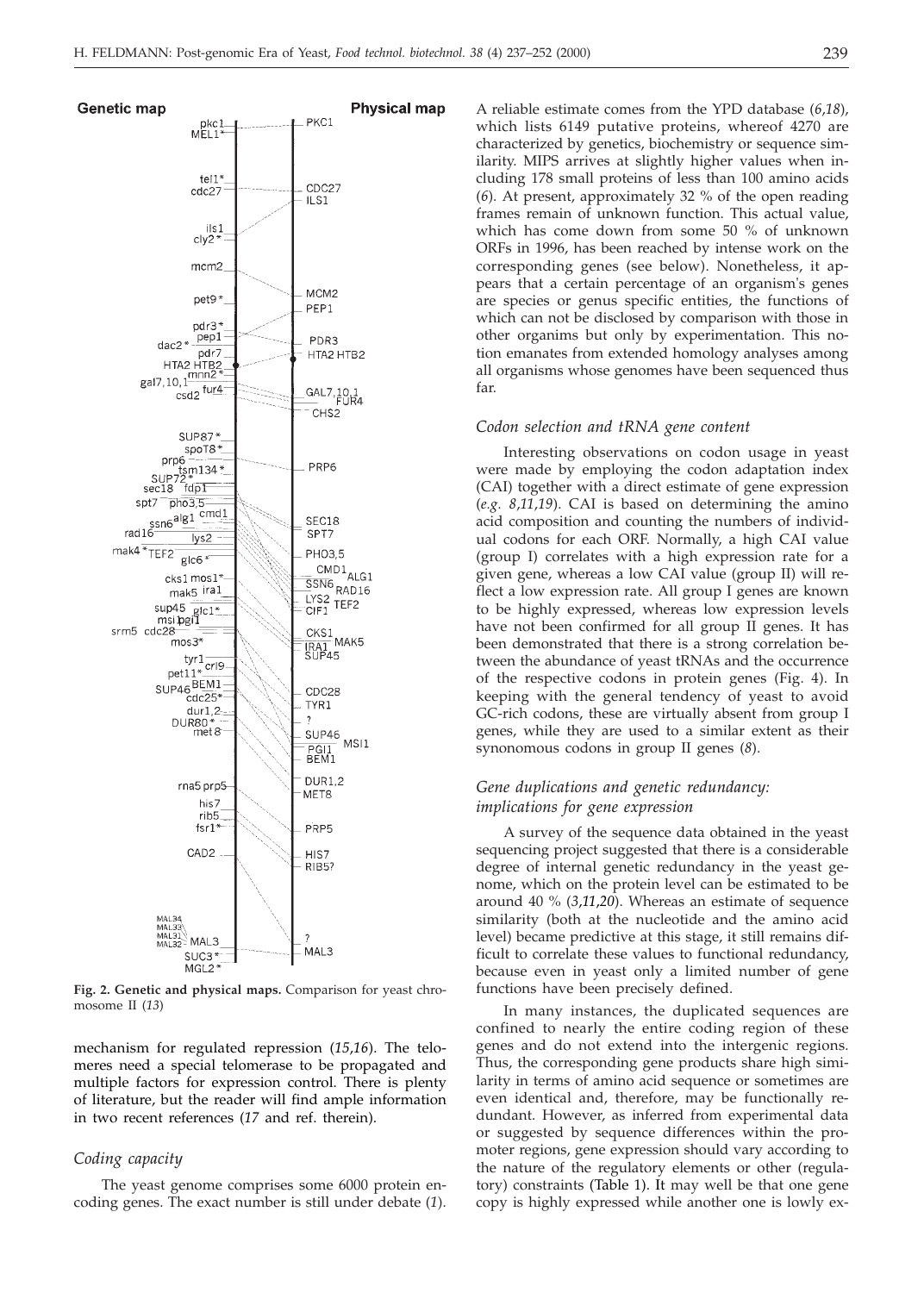**Fig. 2. Genetic and physical maps.** Comparison for yeast chromosome II (*13*)

mechanism for regulated repression (*15,16*). The telomeres need a special telomerase to be propagated and multiple factors for expression control. There is plenty of literature, but the reader will find ample information in two recent references (*17* and ref. therein).

### *Coding capacity*

The yeast genome comprises some 6000 protein encoding genes. The exact number is still under debate (*1*). A reliable estimate comes from the YPD database (*6,18*), which lists 6149 putative proteins, whereof 4270 are characterized by genetics, biochemistry or sequence similarity. MIPS arrives at slightly higher values when including 178 small proteins of less than 100 amino acids (*6*). At present, approximately 32 % of the open reading frames remain of unknown function. This actual value, which has come down from some 50 % of unknown ORFs in 1996, has been reached by intense work on the corresponding genes (see below). Nonetheless, it appears that a certain percentage of an organism's genes are species or genus specific entities, the functions of which can not be disclosed by comparison with those in other organims but only by experimentation. This notion emanates from extended homology analyses among all organisms whose genomes have been sequenced thus far.

### *Codon selection and tRNA gene content*

Interesting observations on codon usage in yeast were made by employing the codon adaptation index (CAI) together with a direct estimate of gene expression (*e.g. 8,11,19*). CAI is based on determining the amino acid composition and counting the numbers of individual codons for each ORF. Normally, a high CAI value (group I) correlates with a high expression rate for a given gene, whereas a low CAI value (group II) will reflect a low expression rate. All group I genes are known to be highly expressed, whereas low expression levels have not been confirmed for all group II genes. It has been demonstrated that there is a strong correlation between the abundance of yeast tRNAs and the occurrence of the respective codons in protein genes (Fig. 4). In keeping with the general tendency of yeast to avoid GC-rich codons, these are virtually absent from group I genes, while they are used to a similar extent as their synonomous codons in group II genes (*8*).

### *Gene duplications and genetic redundancy: implications for gene expression*

A survey of the sequence data obtained in the yeast sequencing project suggested that there is a considerable degree of internal genetic redundancy in the yeast genome, which on the protein level can be estimated to be around 40 % (*3,11,20*). Whereas an estimate of sequence similarity (both at the nucleotide and the amino acid level) became predictive at this stage, it still remains difficult to correlate these values to functional redundancy, because even in yeast only a limited number of gene functions have been precisely defined.

In many instances, the duplicated sequences are confined to nearly the entire coding region of these genes and do not extend into the intergenic regions. Thus, the corresponding gene products share high similarity in terms of amino acid sequence or sometimes are even identical and, therefore, may be functionally redundant. However, as inferred from experimental data or suggested by sequence differences within the promoter regions, gene expression should vary according to the nature of the regulatory elements or other (regulatory) constraints (Table 1). It may well be that one gene copy is highly expressed while another one is lowly ex-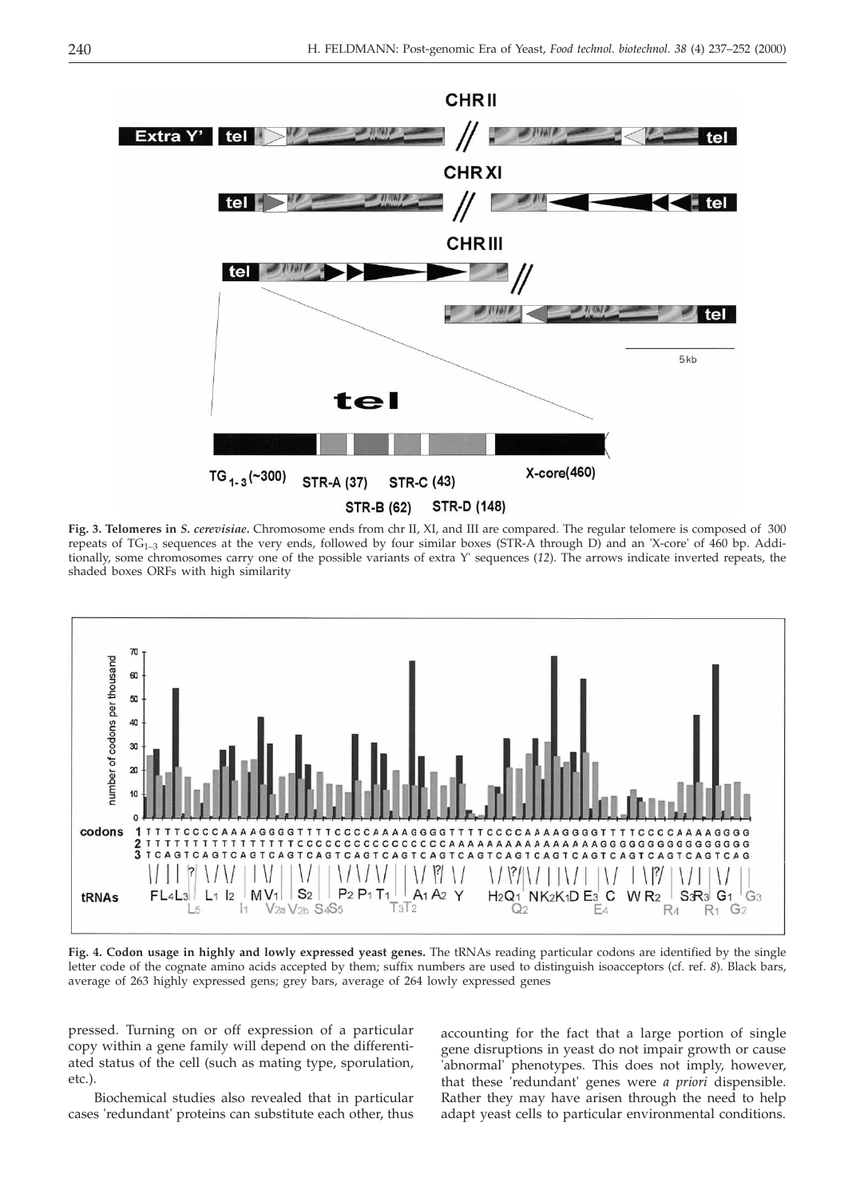**Fig. 3. Telomeres in *S. cerevisiae*.** Chromosome ends from chr II, XI, and III are compared. The regular telomere is composed of 300 repeats of $TG_{1-3}$ sequences at the very ends, followed by four similar boxes (STR-A through D) and an 'X-core' of 460 bp. Additionally, some chromosomes carry one of the possible variants of extra Y' sequences (*12*). The arrows indicate inverted repeats, the shaded boxes ORFs with high similarity

**Fig. 4. Codon usage in highly and lowly expressed yeast genes.** The tRNAs reading particular codons are identified by the single letter code of the cognate amino acids accepted by them; suffix numbers are used to distinguish isoacceptors (cf. ref. *8*). Black bars, average of 263 highly expressed gens; grey bars, average of 264 lowly expressed genes

pressed. Turning on or off expression of a particular copy within a gene family will depend on the differentiated status of the cell (such as mating type, sporulation, etc.).

Biochemical studies also revealed that in particular cases 'redundant' proteins can substitute each other, thus accounting for the fact that a large portion of single gene disruptions in yeast do not impair growth or cause 'abnormal' phenotypes. This does not imply, however, that these 'redundant' genes were *a priori* dispensible. Rather they may have arisen through the need to help adapt yeast cells to particular environmental conditions.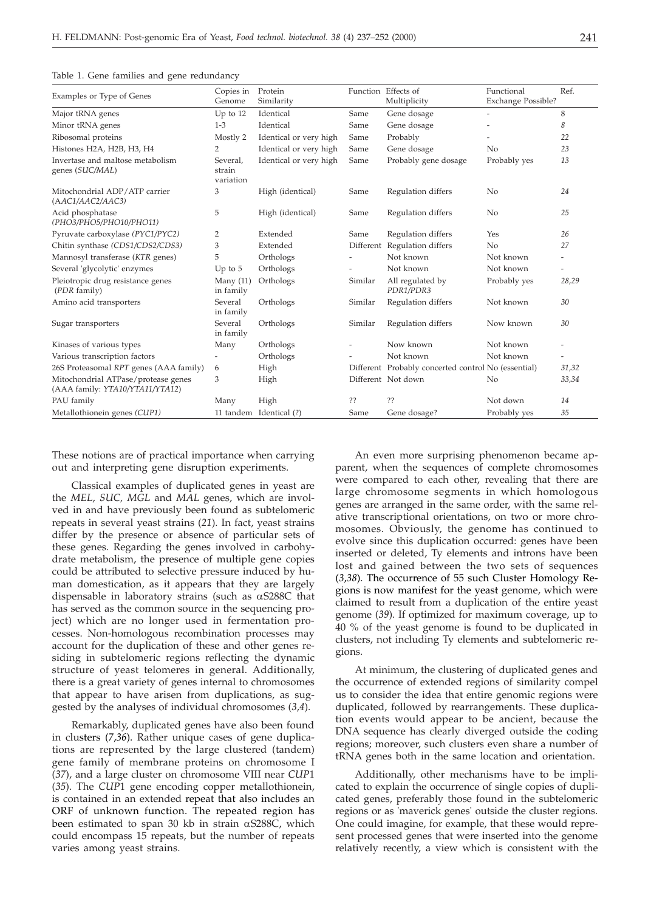Table 1. Gene families and gene redundancy

| Examples or Type of Genes | Copies in Genome | Protein Similarity | Function | Effects of Multiplicity | Functional Exchange Possible? | Ref. |
|---|---|---|---|---|---|---|
| Major tRNA genes | Up to 12 | Identical | Same | Gene dosage | - | 8 |
| Minor tRNA genes | 1-3 | Identical | Same | Gene dosage | - | *8* |
| Ribosomal proteins | Mostly 2 | Identical or very high | Same | Probably | - | *22* |
| Histones H2A, H2B, H3, H4 | 2 | Identical or very high | Same | Gene dosage | No | *23* |
| Invertase and maltose metabolism genes (*SUC/MAL*) | Several, strain variation | Identical or very high | Same | Probably gene dosage | Probably yes | *13* |
| Mitochondrial ADP/ATP carrier (*AAC1/AAC2/AAC3*) | 3 | High (identical) | Same | Regulation differs | No | *24* |
| Acid phosphatase *(PHO3/PHO5/PHO10/PHO11)* | 5 | High (identical) | Same | Regulation differs | No | *25* |
| Pyruvate carboxylase *(PYC1/PYC2)* | 2 | Extended | Same | Regulation differs | Yes | *26* |
| Chitin synthase *(CDS1/CDS2/CDS3)* | 3 | Extended | Different | Regulation differs | No | *27* |
| Mannosyl transferase (*KTR* genes) | 5 | Orthologs | - | Not known | Not known | - |
| Several 'glycolytic' enzymes | Up to 5 | Orthologs | - | Not known | Not known | - |
| Pleiotropic drug resistance genes (*PDR* family) | Many (11) in family | Orthologs | Similar | All regulated by *PDR1/PDR3* | Probably yes | *28,29* |
| Amino acid transporters | Several in family | Orthologs | Similar | Regulation differs | Not known | *30* |
| Sugar transporters | Several in family | Orthologs | Similar | Regulation differs | Now known | *30* |
| Kinases of various types | Many | Orthologs | - | Now known | Not known | - |
| Various transcription factors | - | Orthologs | - | Not known | Not known | - |
| 26S Proteasomal *RPT* genes (AAA family) | 6 | High | Different | Probably concerted control | No (essential) | *31,32* |
| Mitochondrial ATPase/protease genes (AAA family: *YTA10/YTA11/YTA12*) | 3 | High | Different | Not down | No | *33,34* |
| PAU family | Many | High | ?? | ?? | Not down | *14* |
| Metallothionein genes *(CUP1)* | 11 tandem | Identical (?) | Same | Gene dosage? | Probably yes | *35* |

These notions are of practical importance when carrying out and interpreting gene disruption experiments.

Classical examples of duplicated genes in yeast are the *MEL*, *SUC*, *MGL* and *MAL* genes, which are involved in and have previously been found as subtelomeric repeats in several yeast strains (*21*). In fact, yeast strains differ by the presence or absence of particular sets of these genes. Regarding the genes involved in carbohydrate metabolism, the presence of multiple gene copies could be attributed to selective pressure induced by human domestication, as it appears that they are largely dispensable in laboratory strains (such as αS288C that has served as the common source in the sequencing project) which are no longer used in fermentation processes. Non-homologous recombination processes may account for the duplication of these and other genes residing in subtelomeric regions reflecting the dynamic structure of yeast telomeres in general. Additionally, there is a great variety of genes internal to chromosomes that appear to have arisen from duplications, as suggested by the analyses of individual chromosomes (*3,4*).

Remarkably, duplicated genes have also been found in clusters (*7,36*). Rather unique cases of gene duplications are represented by the large clustered (tandem) gene family of membrane proteins on chromosome I (*37*), and a large cluster on chromosome VIII near *CUP*1 (*35*). The *CUP*1 gene encoding copper metallothionein, is contained in an extended repeat that also includes an ORF of unknown function. The repeated region has been estimated to span 30 kb in strain αS288C, which could encompass 15 repeats, but the number of repeats varies among yeast strains.

An even more surprising phenomenon became apparent, when the sequences of complete chromosomes were compared to each other, revealing that there are large chromosome segments in which homologous genes are arranged in the same order, with the same relative transcriptional orientations, on two or more chromosomes. Obviously, the genome has continued to evolve since this duplication occurred: genes have been inserted or deleted, Ty elements and introns have been lost and gained between the two sets of sequences (*3,38*). The occurrence of 55 such Cluster Homology Regions is now manifest for the yeast genome, which were claimed to result from a duplication of the entire yeast genome (*39*). If optimized for maximum coverage, up to 40 % of the yeast genome is found to be duplicated in clusters, not including Ty elements and subtelomeric regions.

At minimum, the clustering of duplicated genes and the occurrence of extended regions of similarity compel us to consider the idea that entire genomic regions were duplicated, followed by rearrangements. These duplication events would appear to be ancient, because the DNA sequence has clearly diverged outside the coding regions; moreover, such clusters even share a number of tRNA genes both in the same location and orientation.

Additionally, other mechanisms have to be implicated to explain the occurrence of single copies of duplicated genes, preferably those found in the subtelomeric regions or as 'maverick genes' outside the cluster regions. One could imagine, for example, that these would represent processed genes that were inserted into the genome relatively recently, a view which is consistent with the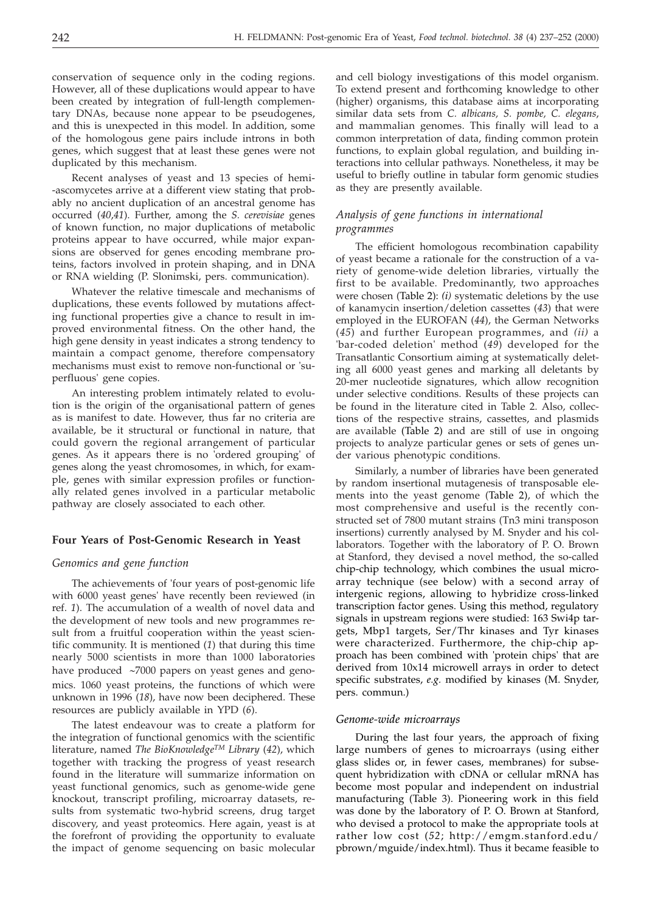conservation of sequence only in the coding regions. However, all of these duplications would appear to have been created by integration of full-length complementary DNAs, because none appear to be pseudogenes, and this is unexpected in this model. In addition, some of the homologous gene pairs include introns in both genes, which suggest that at least these genes were not duplicated by this mechanism.

Recent analyses of yeast and 13 species of hemi--ascomycetes arrive at a different view stating that probably no ancient duplication of an ancestral genome has occurred (*40,41*). Further, among the *S. cerevisiae* genes of known function, no major duplications of metabolic proteins appear to have occurred, while major expansions are observed for genes encoding membrane proteins, factors involved in protein shaping, and in DNA or RNA wielding (P. Slonimski, pers. communication).

Whatever the relative timescale and mechanisms of duplications, these events followed by mutations affecting functional properties give a chance to result in improved environmental fitness. On the other hand, the high gene density in yeast indicates a strong tendency to maintain a compact genome, therefore compensatory mechanisms must exist to remove non-functional or 'superfluous' gene copies.

An interesting problem intimately related to evolution is the origin of the organisational pattern of genes as is manifest to date. However, thus far no criteria are available, be it structural or functional in nature, that could govern the regional arrangement of particular genes. As it appears there is no 'ordered grouping' of genes along the yeast chromosomes, in which, for example, genes with similar expression profiles or functionally related genes involved in a particular metabolic pathway are closely associated to each other.

## Four Years of Post-Genomic Research in Yeast

### *Genomics and gene function*

The achievements of 'four years of post-genomic life with 6000 yeast genes' have recently been reviewed (in ref. *1*). The accumulation of a wealth of novel data and the development of new tools and new programmes result from a fruitful cooperation within the yeast scientific community. It is mentioned (*1*) that during this time nearly 5000 scientists in more than 1000 laboratories have produced ~7000 papers on yeast genes and genomics. 1060 yeast proteins, the functions of which were unknown in 1996 (*18*), have now been deciphered. These resources are publicly available in YPD (*6*).

The latest endeavour was to create a platform for the integration of functional genomics with the scientific literature, named *The BioKnowledge™ Library* (*42*), which together with tracking the progress of yeast research found in the literature will summarize information on yeast functional genomics, such as genome-wide gene knockout, transcript profiling, microarray datasets, results from systematic two-hybrid screens, drug target discovery, and yeast proteomics. Here again, yeast is at the forefront of providing the opportunity to evaluate the impact of genome sequencing on basic molecular and cell biology investigations of this model organism. To extend present and forthcoming knowledge to other (higher) organisms, this database aims at incorporating similar data sets from *C. albicans, S. pombe, C. elegans*, and mammalian genomes. This finally will lead to a common interpretation of data, finding common protein functions, to explain global regulation, and building interactions into cellular pathways. Nonetheless, it may be useful to briefly outline in tabular form genomic studies as they are presently available.

### *Analysis of gene functions in international programmes*

The efficient homologous recombination capability of yeast became a rationale for the construction of a variety of genome-wide deletion libraries, virtually the first to be available. Predominantly, two approaches were chosen (Table 2): *(i)* systematic deletions by the use of kanamycin insertion/deletion cassettes (*43*) that were employed in the EUROFAN (*44*), the German Networks (*45*) and further European programmes, and *(ii)* a 'bar-coded deletion' method (*49*) developed for the Transatlantic Consortium aiming at systematically deleting all 6000 yeast genes and marking all deletants by 20-mer nucleotide signatures, which allow recognition under selective conditions. Results of these projects can be found in the literature cited in Table 2. Also, collections of the respective strains, cassettes, and plasmids are available (Table 2) and are still of use in ongoing projects to analyze particular genes or sets of genes under various phenotypic conditions.

Similarly, a number of libraries have been generated by random insertional mutagenesis of transposable elements into the yeast genome (Table 2), of which the most comprehensive and useful is the recently constructed set of 7800 mutant strains (Tn3 mini transposon insertions) currently analysed by M. Snyder and his collaborators. Together with the laboratory of P. O. Brown at Stanford, they devised a novel method, the so-called chip-chip technology, which combines the usual microarray technique (see below) with a second array of intergenic regions, allowing to hybridize cross-linked transcription factor genes. Using this method, regulatory signals in upstream regions were studied: 163 Swi4p targets, Mbp1 targets, Ser/Thr kinases and Tyr kinases were characterized. Furthermore, the chip-chip approach has been combined with 'protein chips' that are derived from 10x14 microwell arrays in order to detect specific substrates, *e.g.* modified by kinases (M. Snyder, pers. commun.)

### *Genome-wide microarrays*

During the last four years, the approach of fixing large numbers of genes to microarrays (using either glass slides or, in fewer cases, membranes) for subsequent hybridization with cDNA or cellular mRNA has become most popular and independent on industrial manufacturing (Table 3). Pioneering work in this field was done by the laboratory of P. O. Brown at Stanford, who devised a protocol to make the appropriate tools at rather low cost (*52*; http://emgm.stanford.edu/pbrown/mguide/index.html). Thus it became feasible to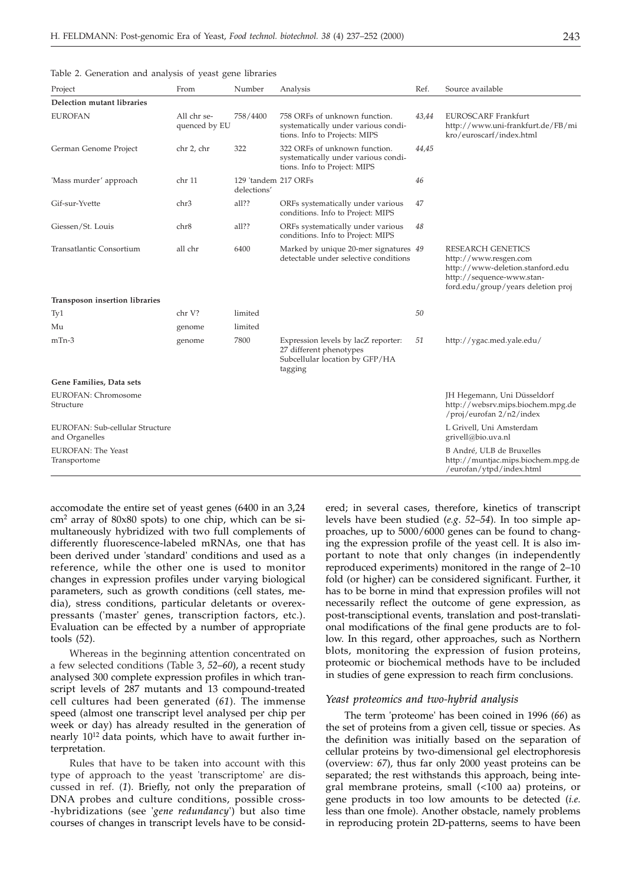Table 2. Generation and analysis of yeast gene libraries

| Project | From | Number | Analysis | Ref. | Source available |
|---|---|---|---|---|---|
| **Deletion mutant libraries** | | | | | |
| EUROFAN | All chr sequenced by EU | 758/4400 | 758 ORFs of unknown function. systematically under various conditions. Info to Projects: MIPS | *43,44* | EUROSCARF Frankfurt http://www.uni-frankfurt.de/FB/mikro/euroscarf/index.html |
| German Genome Project | chr 2, chr | 322 | 322 ORFs of unknown function. systematically under various conditions. Info to Project: MIPS | *44,45* | |
| 'Mass murder' approach | chr 11 | 129 'tandem deletions' | 217 ORFs | *46* | |
| Gif-sur-Yvette | chr3 | all?? | ORFs systematically under various conditions. Info to Project: MIPS | *47* | |
| Giessen/St. Louis | chr8 | all?? | ORFs systematically under various conditions. Info to Project: MIPS | *48* | |
| Transatlantic Consortium | all chr | 6400 | Marked by unique 20-mer signatures detectable under selective conditions | *49* | RESEARCH GENETICS http://www.resgen.com http://www-deletion.stanford.edu http://sequence-www.stanford.edu/group/years deletion proj |
| **Transposon insertion libraries** | | | | | |
| Ty1 | chr V? | limited | | *50* | |
| Mu | genome | limited | | | |
| mTn-3 | genome | 7800 | Expression levels by lacZ reporter: 27 different phenotypes Subcellular location by GFP/HA tagging | *51* | http://ygac.med.yale.edu/ |
| **Gene Families, Data sets** | | | | | |
| EUROFAN: Chromosome Structure | | | | | JH Hegemann, Uni Düsseldorf http://websrv.mips.biochem.mpg.de/proj/eurofan 2/n2/index |
| EUROFAN: Sub-cellular Structure and Organelles | | | | | L Grivell, Uni Amsterdam grivell@bio.uva.nl |
| EUROFAN: The Yeast Transportome | | | | | B André, ULB de Bruxelles http://muntjac.mips.biochem.mpg.de/eurofan/ytpd/index.html |

accomodate the entire set of yeast genes (6400 in an 3,24 $cm^2$ array of 80x80 spots) to one chip, which can be simultaneously hybridized with two full complements of differently fluorescence-labeled mRNAs, one that has been derived under 'standard' conditions and used as a reference, while the other one is used to monitor changes in expression profiles under varying biological parameters, such as growth conditions (cell states, media), stress conditions, particular deletants or overexpressants ('master' genes, transcription factors, etc.). Evaluation can be effected by a number of appropriate tools (*52*).

Whereas in the beginning attention concentrated on a few selected conditions (Table 3, *52–60*), a recent study analysed 300 complete expression profiles in which transcript levels of 287 mutants and 13 compound-treated cell cultures had been generated (*61*). The immense speed (almost one transcript level analysed per chip per week or day) has already resulted in the generation of nearly $10^{12}$ data points, which have to await further interpretation.

Rules that have to be taken into account with this type of approach to the yeast 'transcriptome' are discussed in ref. (*1*). Briefly, not only the preparation of DNA probes and culture conditions, possible cross-hybridizations (see '*gene redundancy*') but also time courses of changes in transcript levels have to be considered; in several cases, therefore, kinetics of transcript levels have been studied (*e.g.* *52–54*). In too simple approaches, up to 5000/6000 genes can be found to changing the expression profile of the yeast cell. It is also important to note that only changes (in independently reproduced experiments) monitored in the range of 2–10 fold (or higher) can be considered significant. Further, it has to be borne in mind that expression profiles will not necessarily reflect the outcome of gene expression, as post-transcriptional events, translation and post-translational modifications of the final gene products are to follow. In this regard, other approaches, such as Northern blots, monitoring the expression of fusion proteins, proteomic or biochemical methods have to be included in studies of gene expression to reach firm conclusions.

### *Yeast proteomics and two-hybrid analysis*

The term 'proteome' has been coined in 1996 (*66*) as the set of proteins from a given cell, tissue or species. As the definition was initially based on the separation of cellular proteins by two-dimensional gel electrophoresis (overview: *67*), thus far only 2000 yeast proteins can be separated; the rest withstands this approach, being integral membrane proteins, small (<100 aa) proteins, or gene products in too low amounts to be detected (*i.e.* less than one fmole). Another obstacle, namely problems in reproducing protein 2D-patterns, seems to have been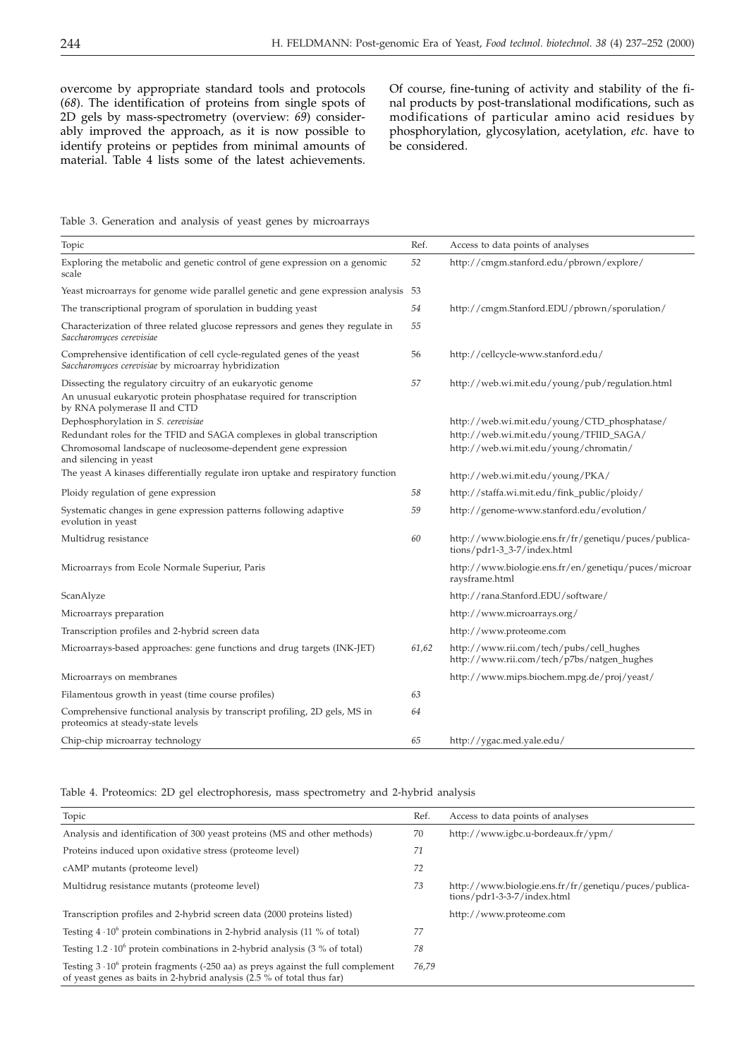overcome by appropriate standard tools and protocols (*68*). The identification of proteins from single spots of 2D gels by mass-spectrometry (overview: *69*) considerably improved the approach, as it is now possible to identify proteins or peptides from minimal amounts of material. Table 4 lists some of the latest achievements. Of course, fine-tuning of activity and stability of the final products by post-translational modifications, such as modifications of particular amino acid residues by phosphorylation, glycosylation, acetylation, *etc.* have to be considered.

Table 3. Generation and analysis of yeast genes by microarrays

| Topic | Ref. | Access to data points of analyses |
|---|---|---|
| Exploring the metabolic and genetic control of gene expression on a genomic scale | *52* | http://cmgm.stanford.edu/pbrown/explore/ |
| Yeast microarrays for genome wide parallel genetic and gene expression analysis | 53 | |
| The transcriptional program of sporulation in budding yeast | *54* | http://cmgm.Stanford.EDU/pbrown/sporulation/ |
| Characterization of three related glucose repressors and genes they regulate in *Saccharomyces cerevisiae* | *55* | |
| Comprehensive identification of cell cycle-regulated genes of the yeast *Saccharomyces cerevisiae* by microarray hybridization | 56 | http://cellcycle-www.stanford.edu/ |
| Dissecting the regulatory circuitry of an eukaryotic genome | *57* | http://web.wi.mit.edu/young/pub/regulation.html |
| An unusual eukaryotic protein phosphatase required for transcription by RNA polymerase II and CTD Dephosphorylation in *S. cerevisiae* | | http://web.wi.mit.edu/young/CTD_phosphatase/ |
| Redundant roles for the TFID and SAGA complexes in global transcription | | http://web.wi.mit.edu/young/TFIID_SAGA/ |
| Chromosomal landscape of nucleosome-dependent gene expression and silencing in yeast | | http://web.wi.mit.edu/young/chromatin/ |
| The yeast A kinases differentially regulate iron uptake and respiratory function | | http://web.wi.mit.edu/young/PKA/ |
| Ploidy regulation of gene expression | *58* | http://staffa.wi.mit.edu/fink_public/ploidy/ |
| Systematic changes in gene expression patterns following adaptive evolution in yeast | *59* | http://genome-www.stanford.edu/evolution/ |
| Multidrug resistance | *60* | http://www.biologie.ens.fr/fr/genetiqu/puces/publications/pdr1-3_3-7/index.html |
| Microarrays from Ecole Normale Superiur, Paris | | http://www.biologie.ens.fr/en/genetiqu/puces/microarraysframe.html |
| ScanAlyze | | http://rana.Stanford.EDU/software/ |
| Microarrays preparation | | http://www.microarrays.org/ |
| Transcription profiles and 2-hybrid screen data | | http://www.proteome.com |
| Microarrays-based approaches: gene functions and drug targets (INK-JET) | *61,62* | http://www.rii.com/tech/pubs/cell_hughes http://www.rii.com/tech/p7bs/natgen_hughes |
| Microarrays on membranes | | http://www.mips.biochem.mpg.de/proj/yeast/ |
| Filamentous growth in yeast (time course profiles) | *63* | |
| Comprehensive functional analysis by transcript profiling, 2D gels, MS in proteomics at steady-state levels | *64* | |
| Chip-chip microarray technology | *65* | http://ygac.med.yale.edu/ |

Table 4. Proteomics: 2D gel electrophoresis, mass spectrometry and 2-hybrid analysis

| Topic | Ref. | Access to data points of analyses |
|---|---|---|
| Analysis and identification of 300 yeast proteins (MS and other methods) | 70 | http://www.igbc.u-bordeaux.fr/ypm/ |
| Proteins induced upon oxidative stress (proteome level) | *71* | |
| cAMP mutants (proteome level) | *72* | |
| Multidrug resistance mutants (proteome level) | *73* | http://www.biologie.ens.fr/fr/genetiqu/puces/publications/pdr1-3-3-7/index.html |
| Transcription profiles and 2-hybrid screen data (2000 proteins listed) | | http://www.proteome.com |
| Testing $4 \cdot 10^6$ protein combinations in 2-hybrid analysis (11 % of total) | *77* | |
| Testing $1.2 \cdot 10^6$ protein combinations in 2-hybrid analysis (3 % of total) | *78* | |
| Testing $3 \cdot 10^6$ protein fragments (-250 aa) as preys against the full complement of yeast genes as baits in 2-hybrid analysis (2.5 % of total thus far) | *76,79* | |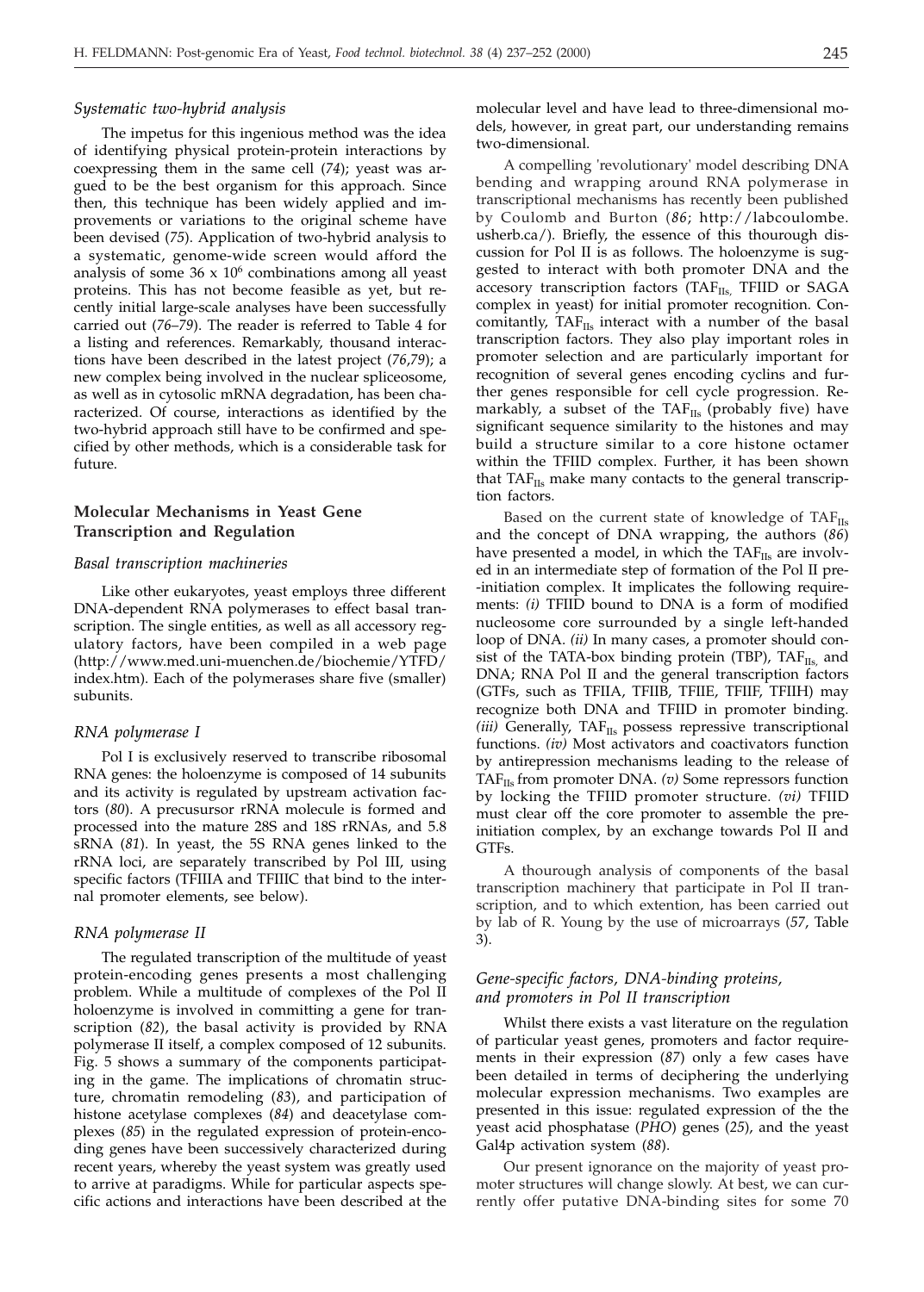*Systematic two-hybrid analysis*

The impetus for this ingenious method was the idea of identifying physical protein-protein interactions by coexpressing them in the same cell (*74*); yeast was argued to be the best organism for this approach. Since then, this technique has been widely applied and improvements or variations to the original scheme have been devised (*75*). Application of two-hybrid analysis to a systematic, genome-wide screen would afford the analysis of some $36 \times 10^6$ combinations among all yeast proteins. This has not become feasible as yet, but recently initial large-scale analyses have been successfully carried out (*76–79*). The reader is referred to Table 4 for a listing and references. Remarkably, thousand interactions have been described in the latest project (*76*,*79*); a new complex being involved in the nuclear spliceosome, as well as in cytosolic mRNA degradation, has been characterized. Of course, interactions as identified by the two-hybrid approach still have to be confirmed and specified by other methods, which is a considerable task for future.

## Molecular Mechanisms in Yeast Gene Transcription and Regulation

### *Basal transcription machineries*

Like other eukaryotes, yeast employs three different DNA-dependent RNA polymerases to effect basal transcription. The single entities, as well as all accessory regulatory factors, have been compiled in a web page (http://www.med.uni-muenchen.de/biochemie/YTFD/index.htm). Each of the polymerases share five (smaller) subunits.

### *RNA polymerase I*

Pol I is exclusively reserved to transcribe ribosomal RNA genes: the holoenzyme is composed of 14 subunits and its activity is regulated by upstream activation factors (*80*). A precusursor rRNA molecule is formed and processed into the mature 28S and 18S rRNAs, and 5.8 sRNA (*81*). In yeast, the 5S RNA genes linked to the rRNA loci, are separately transcribed by Pol III, using specific factors (TFIIIA and TFIIIC that bind to the internal promoter elements, see below).

### *RNA polymerase II*

The regulated transcription of the multitude of yeast protein-encoding genes presents a most challenging problem. While a multitude of complexes of the Pol II holoenzyme is involved in committing a gene for transcription (*82*), the basal activity is provided by RNA polymerase II itself, a complex composed of 12 subunits. Fig. 5 shows a summary of the components participating in the game. The implications of chromatin structure, chromatin remodeling (*83*), and participation of histone acetylase complexes (*84*) and deacetylase complexes (*85*) in the regulated expression of protein-encoding genes have been successively characterized during recent years, whereby the yeast system was greatly used to arrive at paradigms. While for particular aspects specific actions and interactions have been described at the molecular level and have lead to three-dimensional models, however, in great part, our understanding remains two-dimensional.

A compelling 'revolutionary' model describing DNA bending and wrapping around RNA polymerase in transcriptional mechanisms has recently been published by Coulomb and Burton (*86*; http://labcoulombe.usherb.ca/). Briefly, the essence of this thourough discussion for Pol II is as follows. The holoenzyme is suggested to interact with both promoter DNA and the accesory transcription factors ($TAF_{IIs}$, TFIID or SAGA complex in yeast) for initial promoter recognition. Concomitantly, $TAF_{IIs}$ interact with a number of the basal transcription factors. They also play important roles in promoter selection and are particularly important for recognition of several genes encoding cyclins and further genes responsible for cell cycle progression. Remarkably, a subset of the $TAF_{IIs}$ (probably five) have significant sequence similarity to the histones and may build a structure similar to a core histone octamer within the TFIID complex. Further, it has been shown that $TAF_{IIs}$ make many contacts to the general transcription factors.

Based on the current state of knowledge of $TAF_{IIs}$ and the concept of DNA wrapping, the authors (*86*) have presented a model, in which the $TAF_{IIs}$ are involved in an intermediate step of formation of the Pol II pre-initiation complex. It implicates the following requirements: *(i)* TFIID bound to DNA is a form of modified nucleosome core surrounded by a single left-handed loop of DNA. *(ii)* In many cases, a promoter should consist of the TATA-box binding protein (TBP), $TAF_{IIs}$, and DNA; RNA Pol II and the general transcription factors (GTFs, such as TFIIA, TFIIB, TFIIE, TFIIF, TFIIH) may recognize both DNA and TFIID in promoter binding. *(iii)* Generally, $TAF_{IIs}$ possess repressive transcriptional functions. *(iv)* Most activators and coactivators function by antirepression mechanisms leading to the release of $TAF_{IIs}$ from promoter DNA. *(v)* Some repressors function by locking the TFIID promoter structure. *(vi)* TFIID must clear off the core promoter to assemble the preinitiation complex, by an exchange towards Pol II and GTFs.

A thourough analysis of components of the basal transcription machinery that participate in Pol II transcription, and to which extention, has been carried out by lab of R. Young by the use of microarrays (*57*, Table 3).

### *Gene-specific factors, DNA-binding proteins, and promoters in Pol II transcription*

Whilst there exists a vast literature on the regulation of particular yeast genes, promoters and factor requirements in their expression (*87*) only a few cases have been detailed in terms of deciphering the underlying molecular expression mechanisms. Two examples are presented in this issue: regulated expression of the the yeast acid phosphatase (*PHO*) genes (*25*), and the yeast Gal4p activation system (*88*).

Our present ignorance on the majority of yeast promoter structures will change slowly. At best, we can currently offer putative DNA-binding sites for some 70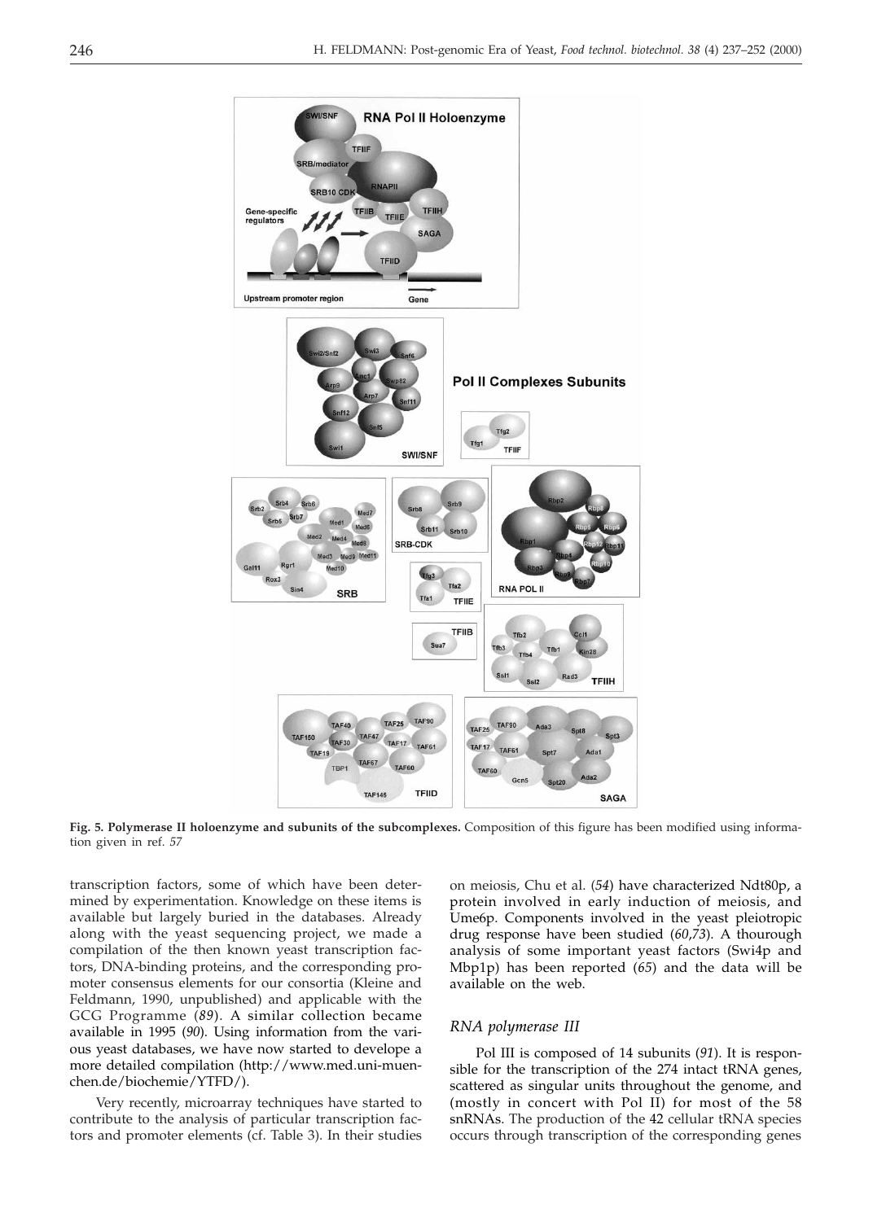**Fig. 5. Polymerase II holoenzyme and subunits of the subcomplexes.** Composition of this figure has been modified using information given in ref. *57*

transcription factors, some of which have been determined by experimentation. Knowledge on these items is available but largely buried in the databases. Already along with the yeast sequencing project, we made a compilation of the then known yeast transcription factors, DNA-binding proteins, and the corresponding promoter consensus elements for our consortia (Kleine and Feldmann, 1990, unpublished) and applicable with the GCG Programme (*89*). A similar collection became available in 1995 (*90*). Using information from the various yeast databases, we have now started to develope a more detailed compilation (http://www.med.uni-muenchen.de/biochemie/YTFD/).

Very recently, microarray techniques have started to contribute to the analysis of particular transcription factors and promoter elements (cf. Table 3). In their studies on meiosis, Chu et al. (*54*) have characterized Ndt80p, a protein involved in early induction of meiosis, and Ume6p. Components involved in the yeast pleiotropic drug response have been studied (*60,73*). A thourough analysis of some important yeast factors (Swi4p and Mbp1p) has been reported (*65*) and the data will be available on the web.

### *RNA polymerase III*

Pol III is composed of 14 subunits (*91*). It is responsible for the transcription of the 274 intact tRNA genes, scattered as singular units throughout the genome, and (mostly in concert with Pol II) for most of the 58 snRNAs. The production of the 42 cellular tRNA species occurs through transcription of the corresponding genes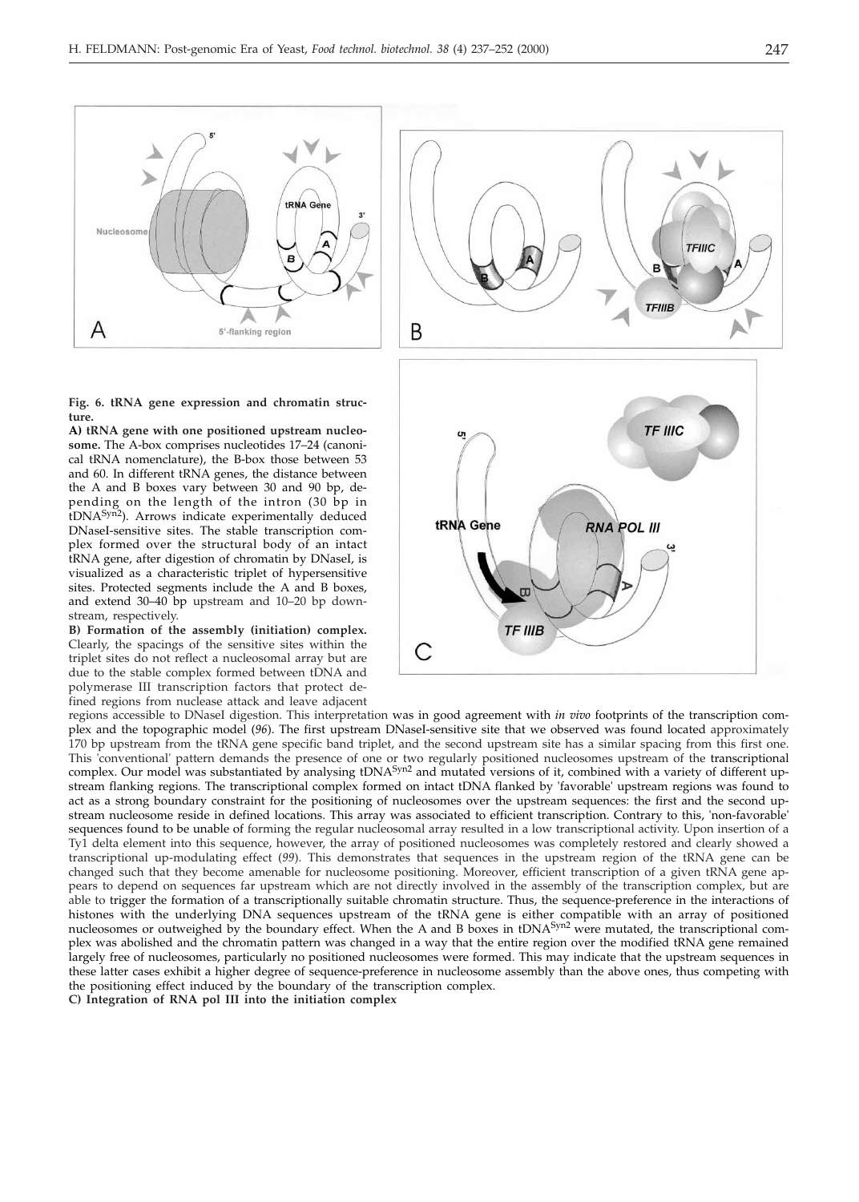**Fig. 6. tRNA gene expression and chromatin structure.**

**A) tRNA gene with one positioned upstream nucleosome.** The A-box comprises nucleotides 17–24 (canonical tRNA nomenclature), the B-box those between 53 and 60. In different tRNA genes, the distance between the A and B boxes vary between 30 and 90 bp, depending on the length of the intron (30 bp in tDNA$^{Syn2}$). Arrows indicate experimentally deduced DNaseI-sensitive sites. The stable transcription complex formed over the structural body of an intact tRNA gene, after digestion of chromatin by DNaseI, is visualized as a characteristic triplet of hypersensitive sites. Protected segments include the A and B boxes, and extend 30–40 bp upstream and 10–20 bp downstream, respectively.

**B) Formation of the assembly (initiation) complex.** Clearly, the spacings of the sensitive sites within the triplet sites do not reflect a nucleosomal array but are due to the stable complex formed between tDNA and polymerase III transcription factors that protect defined regions from nuclease attack and leave adjacent regions accessible to DNaseI digestion. This interpretation was in good agreement with *in vivo* footprints of the transcription complex and the topographic model (*96*). The first upstream DNaseI-sensitive site that we observed was found located approximately 170 bp upstream from the tRNA gene specific band triplet, and the second upstream site has a similar spacing from this first one. This 'conventional' pattern demands the presence of one or two regularly positioned nucleosomes upstream of the transcriptional complex. Our model was substantiated by analysing tDNA$^{Syn2}$ and mutated versions of it, combined with a variety of different upstream flanking regions. The transcriptional complex formed on intact tDNA flanked by 'favorable' upstream regions was found to act as a strong boundary constraint for the positioning of nucleosomes over the upstream sequences: the first and the second upstream nucleosome reside in defined locations. This array was associated to efficient transcription. Contrary to this, 'non-favorable' sequences found to be unable of forming the regular nucleosomal array resulted in a low transcriptional activity. Upon insertion of a Ty1 delta element into this sequence, however, the array of positioned nucleosomes was completely restored and clearly showed a transcriptional up-modulating effect (*99*). This demonstrates that sequences in the upstream region of the tRNA gene can be changed such that they become amenable for nucleosome positioning. Moreover, efficient transcription of a given tRNA gene appears to depend on sequences far upstream which are not directly involved in the assembly of the transcription complex, but are able to trigger the formation of a transcriptionally suitable chromatin structure. Thus, the sequence-preference in the interactions of histones with the underlying DNA sequences upstream of the tRNA gene is either compatible with an array of positioned nucleosomes or outweighed by the boundary effect. When the A and B boxes in tDNA$^{Syn2}$ were mutated, the transcriptional complex was abolished and the chromatin pattern was changed in a way that the entire region over the modified tRNA gene remained largely free of nucleosomes, particularly no positioned nucleosomes were formed. This may indicate that the upstream sequences in these latter cases exhibit a higher degree of sequence-preference in nucleosome assembly than the above ones, thus competing with the positioning effect induced by the boundary of the transcription complex.

**C) Integration of RNA pol III into the initiation complex**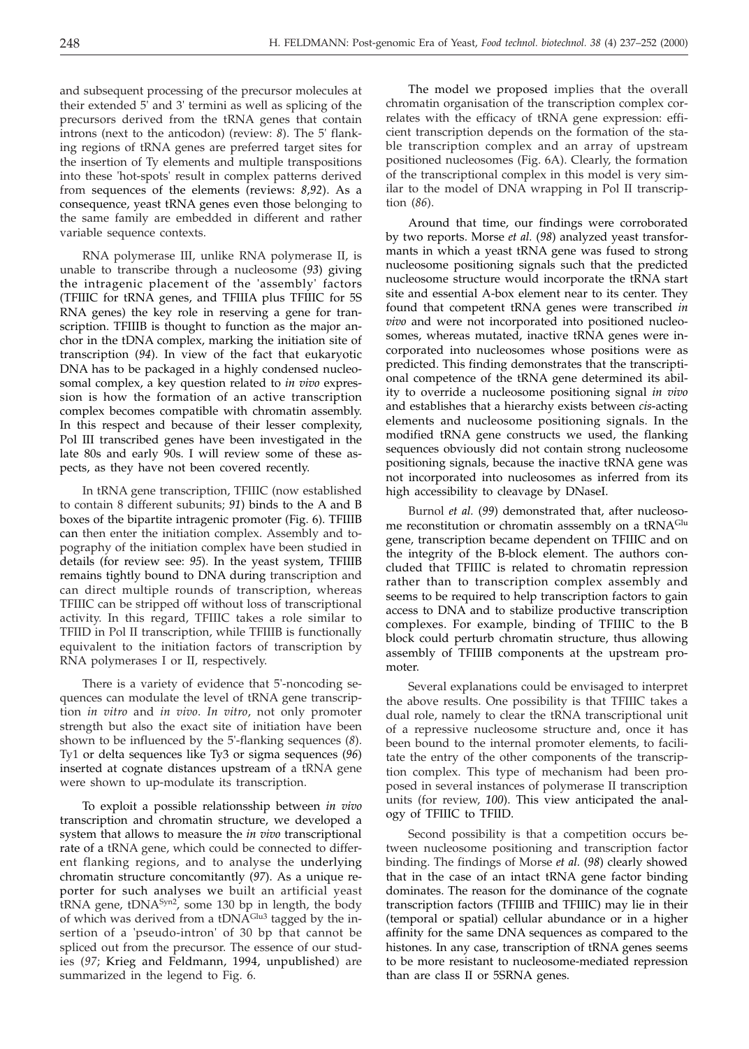and subsequent processing of the precursor molecules at their extended 5' and 3' termini as well as splicing of the precursors derived from the tRNA genes that contain introns (next to the anticodon) (review: *8*). The 5' flanking regions of tRNA genes are preferred target sites for the insertion of Ty elements and multiple transpositions into these 'hot-spots' result in complex patterns derived from sequences of the elements (reviews: *8,92*). As a consequence, yeast tRNA genes even those belonging to the same family are embedded in different and rather variable sequence contexts.

RNA polymerase III, unlike RNA polymerase II, is unable to transcribe through a nucleosome (*93*) giving the intragenic placement of the 'assembly' factors (TFIIIC for tRNA genes, and TFIIIA plus TFIIIC for 5S RNA genes) the key role in reserving a gene for transcription. TFIIIB is thought to function as the major anchor in the tDNA complex, marking the initiation site of transcription (*94*). In view of the fact that eukaryotic DNA has to be packaged in a highly condensed nucleosomal complex, a key question related to *in vivo* expression is how the formation of an active transcription complex becomes compatible with chromatin assembly. In this respect and because of their lesser complexity, Pol III transcribed genes have been investigated in the late 80s and early 90s. I will review some of these aspects, as they have not been covered recently.

In tRNA gene transcription, TFIIIC (now established to contain 8 different subunits; *91*) binds to the A and B boxes of the bipartite intragenic promoter (Fig. 6). TFIIIB can then enter the initiation complex. Assembly and topography of the initiation complex have been studied in details (for review see: *95*). In the yeast system, TFIIIB remains tightly bound to DNA during transcription and can direct multiple rounds of transcription, whereas TFIIIC can be stripped off without loss of transcriptional activity. In this regard, TFIIIC takes a role similar to TFIID in Pol II transcription, while TFIIIB is functionally equivalent to the initiation factors of transcription by RNA polymerases I or II, respectively.

There is a variety of evidence that 5'-noncoding sequences can modulate the level of tRNA gene transcription *in vitro* and *in vivo*. *In vitro*, not only promoter strength but also the exact site of initiation have been shown to be influenced by the 5'-flanking sequences (*8*). Ty1 or delta sequences like Ty3 or sigma sequences (*96*) inserted at cognate distances upstream of a tRNA gene were shown to up-modulate its transcription.

To exploit a possible relationsship between *in vivo* transcription and chromatin structure, we developed a system that allows to measure the *in vivo* transcriptional rate of a tRNA gene, which could be connected to different flanking regions, and to analyse the underlying chromatin structure concomitantly (*97*). As a unique reporter for such analyses we built an artificial yeast tRNA gene, tDNA$^{Syn2}$, some 130 bp in length, the body of which was derived from a tDNA$^{Glu3}$ tagged by the insertion of a 'pseudo-intron' of 30 bp that cannot be spliced out from the precursor. The essence of our studies (*97*; Krieg and Feldmann, 1994, unpublished) are summarized in the legend to Fig. 6.

The model we proposed implies that the overall chromatin organisation of the transcription complex correlates with the efficacy of tRNA gene expression: efficient transcription depends on the formation of the stable transcription complex and an array of upstream positioned nucleosomes (Fig. 6A). Clearly, the formation of the transcriptional complex in this model is very similar to the model of DNA wrapping in Pol II transcription (*86*).

Around that time, our findings were corroborated by two reports. Morse *et al.* (*98*) analyzed yeast transformants in which a yeast tRNA gene was fused to strong nucleosome positioning signals such that the predicted nucleosome structure would incorporate the tRNA start site and essential A-box element near to its center. They found that competent tRNA genes were transcribed *in vivo* and were not incorporated into positioned nucleosomes, whereas mutated, inactive tRNA genes were incorporated into nucleosomes whose positions were as predicted. This finding demonstrates that the transcriptional competence of the tRNA gene determined its ability to override a nucleosome positioning signal *in vivo* and establishes that a hierarchy exists between *cis*-acting elements and nucleosome positioning signals. In the modified tRNA gene constructs we used, the flanking sequences obviously did not contain strong nucleosome positioning signals, because the inactive tRNA gene was not incorporated into nucleosomes as inferred from its high accessibility to cleavage by DNaseI.

Burnol *et al.* (*99*) demonstrated that, after nucleosome reconstitution or chromatin asssembly on a tRNA$^{Glu}$ gene, transcription became dependent on TFIIIC and on the integrity of the B-block element. The authors concluded that TFIIIC is related to chromatin repression rather than to transcription complex assembly and seems to be required to help transcription factors to gain access to DNA and to stabilize productive transcription complexes. For example, binding of TFIIIC to the B block could perturb chromatin structure, thus allowing assembly of TFIIIB components at the upstream promoter.

Several explanations could be envisaged to interpret the above results. One possibility is that TFIIIC takes a dual role, namely to clear the tRNA transcriptional unit of a repressive nucleosome structure and, once it has been bound to the internal promoter elements, to facilitate the entry of the other components of the transcription complex. This type of mechanism had been proposed in several instances of polymerase II transcription units (for review, *100*). This view anticipated the analogy of TFIIIC to TFIID.

Second possibility is that a competition occurs between nucleosome positioning and transcription factor binding. The findings of Morse *et al.* (*98*) clearly showed that in the case of an intact tRNA gene factor binding dominates. The reason for the dominance of the cognate transcription factors (TFIIIB and TFIIIC) may lie in their (temporal or spatial) cellular abundance or in a higher affinity for the same DNA sequences as compared to the histones. In any case, transcription of tRNA genes seems to be more resistant to nucleosome-mediated repression than are class II or 5SRNA genes.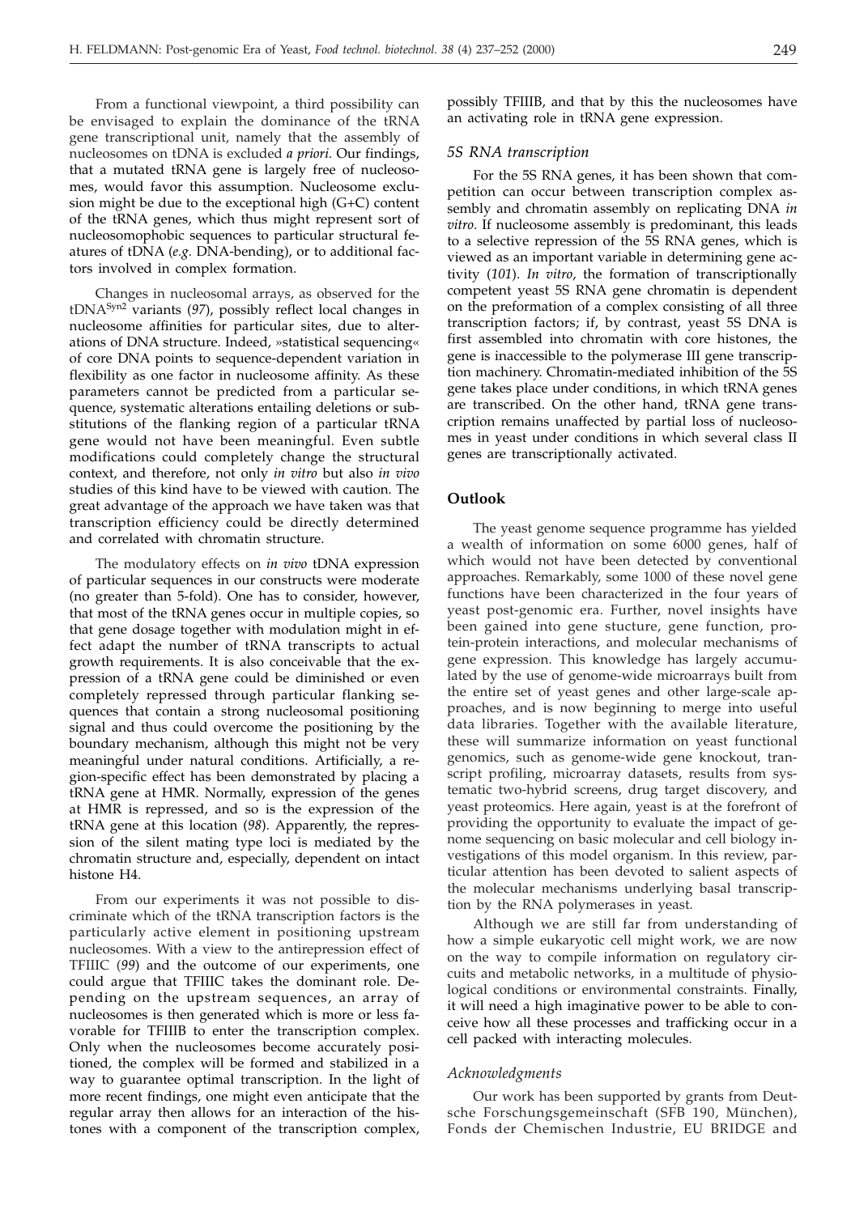From a functional viewpoint, a third possibility can be envisaged to explain the dominance of the tRNA gene transcriptional unit, namely that the assembly of nucleosomes on tDNA is excluded *a priori*. Our findings, that a mutated tRNA gene is largely free of nucleosomes, would favor this assumption. Nucleosome exclusion might be due to the exceptional high (G+C) content of the tRNA genes, which thus might represent sort of nucleosomophobic sequences to particular structural features of tDNA (*e.g.* DNA-bending), or to additional factors involved in complex formation.

Changes in nucleosomal arrays, as observed for the $tDNA^{Syn2}$ variants (*97*), possibly reflect local changes in nucleosome affinities for particular sites, due to alterations of DNA structure. Indeed, »statistical sequencing« of core DNA points to sequence-dependent variation in flexibility as one factor in nucleosome affinity. As these parameters cannot be predicted from a particular sequence, systematic alterations entailing deletions or substitutions of the flanking region of a particular tRNA gene would not have been meaningful. Even subtle modifications could completely change the structural context, and therefore, not only *in vitro* but also *in vivo* studies of this kind have to be viewed with caution. The great advantage of the approach we have taken was that transcription efficiency could be directly determined and correlated with chromatin structure.

The modulatory effects on *in vivo* tDNA expression of particular sequences in our constructs were moderate (no greater than 5-fold). One has to consider, however, that most of the tRNA genes occur in multiple copies, so that gene dosage together with modulation might in effect adapt the number of tRNA transcripts to actual growth requirements. It is also conceivable that the expression of a tRNA gene could be diminished or even completely repressed through particular flanking sequences that contain a strong nucleosomal positioning signal and thus could overcome the positioning by the boundary mechanism, although this might not be very meaningful under natural conditions. Artificially, a region-specific effect has been demonstrated by placing a tRNA gene at HMR. Normally, expression of the genes at HMR is repressed, and so is the expression of the tRNA gene at this location (*98*). Apparently, the repression of the silent mating type loci is mediated by the chromatin structure and, especially, dependent on intact histone H4.

From our experiments it was not possible to discriminate which of the tRNA transcription factors is the particularly active element in positioning upstream nucleosomes. With a view to the antirepression effect of TFIIIC (*99*) and the outcome of our experiments, one could argue that TFIIIC takes the dominant role. Depending on the upstream sequences, an array of nucleosomes is then generated which is more or less favorable for TFIIIB to enter the transcription complex. Only when the nucleosomes become accurately positioned, the complex will be formed and stabilized in a way to guarantee optimal transcription. In the light of more recent findings, one might even anticipate that the regular array then allows for an interaction of the histones with a component of the transcription complex, possibly TFIIIB, and that by this the nucleosomes have an activating role in tRNA gene expression.

### *5S RNA transcription*

For the 5S RNA genes, it has been shown that competition can occur between transcription complex assembly and chromatin assembly on replicating DNA *in vitro*. If nucleosome assembly is predominant, this leads to a selective repression of the 5S RNA genes, which is viewed as an important variable in determining gene activity (*101*). *In vitro*, the formation of transcriptionally competent yeast 5S RNA gene chromatin is dependent on the preformation of a complex consisting of all three transcription factors; if, by contrast, yeast 5S DNA is first assembled into chromatin with core histones, the gene is inaccessible to the polymerase III gene transcription machinery. Chromatin-mediated inhibition of the 5S gene takes place under conditions, in which tRNA genes are transcribed. On the other hand, tRNA gene transcription remains unaffected by partial loss of nucleosomes in yeast under conditions in which several class II genes are transcriptionally activated.

## **Outlook**

The yeast genome sequence programme has yielded a wealth of information on some 6000 genes, half of which would not have been detected by conventional approaches. Remarkably, some 1000 of these novel gene functions have been characterized in the four years of yeast post-genomic era. Further, novel insights have been gained into gene stucture, gene function, protein-protein interactions, and molecular mechanisms of gene expression. This knowledge has largely accumulated by the use of genome-wide microarrays built from the entire set of yeast genes and other large-scale approaches, and is now beginning to merge into useful data libraries. Together with the available literature, these will summarize information on yeast functional genomics, such as genome-wide gene knockout, transcript profiling, microarray datasets, results from systematic two-hybrid screens, drug target discovery, and yeast proteomics. Here again, yeast is at the forefront of providing the opportunity to evaluate the impact of genome sequencing on basic molecular and cell biology investigations of this model organism. In this review, particular attention has been devoted to salient aspects of the molecular mechanisms underlying basal transcription by the RNA polymerases in yeast.

Although we are still far from understanding of how a simple eukaryotic cell might work, we are now on the way to compile information on regulatory circuits and metabolic networks, in a multitude of physiological conditions or environmental constraints. Finally, it will need a high imaginative power to be able to conceive how all these processes and trafficking occur in a cell packed with interacting molecules.

### *Acknowledgments*

Our work has been supported by grants from Deutsche Forschungsgemeinschaft (SFB 190, München), Fonds der Chemischen Industrie, EU BRIDGE and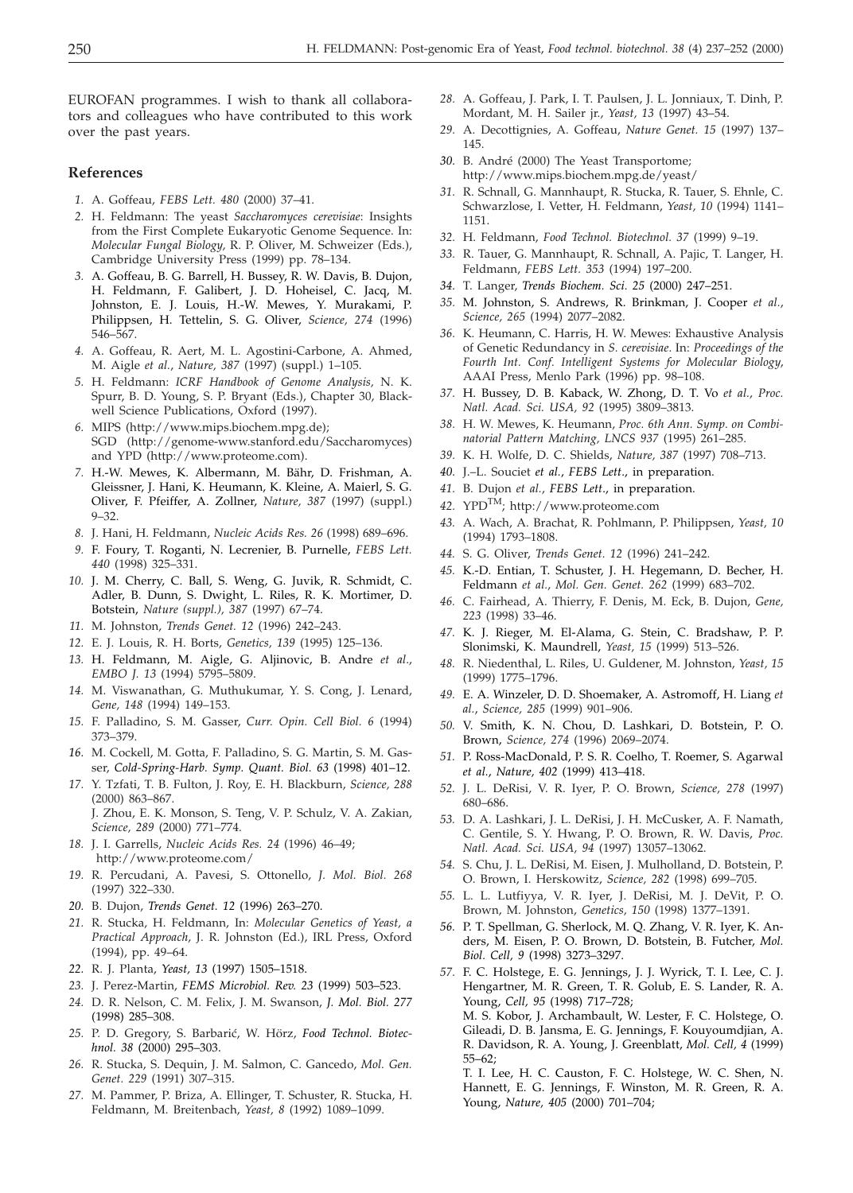EUROFAN programmes. I wish to thank all collaborators and colleagues who have contributed to this work over the past years.

## References

1. A. Goffeau, *FEBS Lett. 480* (2000) 37–41.
2. H. Feldmann: The yeast *Saccharomyces cerevisiae*: Insights from the First Complete Eukaryotic Genome Sequence. In: *Molecular Fungal Biology*, R. P. Oliver, M. Schweizer (Eds.), Cambridge University Press (1999) pp. 78–134.
3. A. Goffeau, B. G. Barrell, H. Bussey, R. W. Davis, B. Dujon, H. Feldmann, F. Galibert, J. D. Hoheisel, C. Jacq, M. Johnston, E. J. Louis, H.-W. Mewes, Y. Murakami, P. Philippsen, H. Tettelin, S. G. Oliver, *Science, 274* (1996) 546–567.
4. A. Goffeau, R. Aert, M. L. Agostini-Carbone, A. Ahmed, M. Aigle *et al.*, *Nature, 387* (1997) (suppl.) 1–105.
5. H. Feldmann: *ICRF Handbook of Genome Analysis*, N. K. Spurr, B. D. Young, S. P. Bryant (Eds.), Chapter 30, Blackwell Science Publications, Oxford (1997).
6. MIPS (http://www.mips.biochem.mpg.de); SGD (http://genome-www.stanford.edu/Saccharomyces) and YPD (http://www.proteome.com).
7. H.-W. Mewes, K. Albermann, M. Bähr, D. Frishman, A. Gleissner, J. Hani, K. Heumann, K. Kleine, A. Maierl, S. G. Oliver, F. Pfeiffer, A. Zollner, *Nature, 387* (1997) (suppl.) 9–32.
8. J. Hani, H. Feldmann, *Nucleic Acids Res. 26* (1998) 689–696.
9. F. Foury, T. Roganti, N. Lecrenier, B. Purnelle, *FEBS Lett. 440* (1998) 325–331.
10. J. M. Cherry, C. Ball, S. Weng, G. Juvik, R. Schmidt, C. Adler, B. Dunn, S. Dwight, L. Riles, R. K. Mortimer, D. Botstein, *Nature (suppl.), 387* (1997) 67–74.
11. M. Johnston, *Trends Genet. 12* (1996) 242–243.
12. E. J. Louis, R. H. Borts, *Genetics, 139* (1995) 125–136.
13. H. Feldmann, M. Aigle, G. Aljinovic, B. Andre *et al.*, *EMBO J. 13* (1994) 5795–5809.
14. M. Viswanathan, G. Muthukumar, Y. S. Cong, J. Lenard, *Gene, 148* (1994) 149–153.
15. F. Palladino, S. M. Gasser, *Curr. Opin. Cell Biol. 6* (1994) 373–379.
16. M. Cockell, M. Gotta, F. Palladino, S. G. Martin, S. M. Gasser, *Cold-Spring-Harb. Symp. Quant. Biol. 63* (1998) 401–12.
17. Y. Tzfati, T. B. Fulton, J. Roy, E. H. Blackburn, *Science, 288* (2000) 863–867.
    J. Zhou, E. K. Monson, S. Teng, V. P. Schulz, V. A. Zakian, *Science, 289* (2000) 771–774.
18. J. I. Garrells, *Nucleic Acids Res. 24* (1996) 46–49; http://www.proteome.com/
19. R. Percudani, A. Pavesi, S. Ottonello, *J. Mol. Biol. 268* (1997) 322–330.
20. B. Dujon, *Trends Genet. 12* (1996) 263–270.
21. R. Stucka, H. Feldmann, In: *Molecular Genetics of Yeast, a Practical Approach*, J. R. Johnston (Ed.), IRL Press, Oxford (1994), pp. 49–64.
22. R. J. Planta, *Yeast, 13* (1997) 1505–1518.
23. J. Perez-Martin, *FEMS Microbiol. Rev. 23* (1999) 503–523.
24. D. R. Nelson, C. M. Felix, J. M. Swanson, *J. Mol. Biol. 277* (1998) 285–308.
25. P. D. Gregory, S. Barbarić, W. Hörz, *Food Technol. Biotechnol. 38* (2000) 295–303.
26. R. Stucka, S. Dequin, J. M. Salmon, C. Gancedo, *Mol. Gen. Genet. 229* (1991) 307–315.
27. M. Pammer, P. Briza, A. Ellinger, T. Schuster, R. Stucka, H. Feldmann, M. Breitenbach, *Yeast, 8* (1992) 1089–1099.
28. A. Goffeau, J. Park, I. T. Paulsen, J. L. Jonniaux, T. Dinh, P. Mordant, M. H. Sailer jr., *Yeast, 13* (1997) 43–54.
29. A. Decottignies, A. Goffeau, *Nature Genet. 15* (1997) 137–145.
30. B. André (2000) The Yeast Transportome; http://www.mips.biochem.mpg.de/yeast/
31. R. Schnall, G. Mannhaupt, R. Stucka, R. Tauer, S. Ehnle, C. Schwarzlose, I. Vetter, H. Feldmann, *Yeast, 10* (1994) 1141–1151.
32. H. Feldmann, *Food Technol. Biotechnol. 37* (1999) 9–19.
33. R. Tauer, G. Mannhaupt, R. Schnall, A. Pajic, T. Langer, H. Feldmann, *FEBS Lett. 353* (1994) 197–200.
34. T. Langer, *Trends Biochem. Sci. 25* (2000) 247–251.
35. M. Johnston, S. Andrews, R. Brinkman, J. Cooper *et al.*, *Science, 265* (1994) 2077–2082.
36. K. Heumann, C. Harris, H. W. Mewes: Exhaustive Analysis of Genetic Redundancy in *S. cerevisiae*. In: *Proceedings of the Fourth Int. Conf. Intelligent Systems for Molecular Biology*, AAAI Press, Menlo Park (1996) pp. 98–108.
37. H. Bussey, D. B. Kaback, W. Zhong, D. T. Vo *et al.*, *Proc. Natl. Acad. Sci. USA, 92* (1995) 3809–3813.
38. H. W. Mewes, K. Heumann, *Proc. 6th Ann. Symp. on Combinatorial Pattern Matching, LNCS 937* (1995) 261–285.
39. K. H. Wolfe, D. C. Shields, *Nature, 387* (1997) 708–713.
40. J.–L. Souciet *et al.*, *FEBS Lett.*, in preparation.
41. B. Dujon *et al.*, *FEBS Lett.*, in preparation.
42. YPD™; http://www.proteome.com
43. A. Wach, A. Brachat, R. Pohlmann, P. Philippsen, *Yeast, 10* (1994) 1793–1808.
44. S. G. Oliver, *Trends Genet. 12* (1996) 241–242.
45. K.-D. Entian, T. Schuster, J. H. Hegemann, D. Becher, H. Feldmann *et al.*, *Mol. Gen. Genet. 262* (1999) 683–702.
46. C. Fairhead, A. Thierry, F. Denis, M. Eck, B. Dujon, *Gene, 223* (1998) 33–46.
47. K. J. Rieger, M. El-Alama, G. Stein, C. Bradshaw, P. P. Slonimski, K. Maundrell, *Yeast, 15* (1999) 513–526.
48. R. Niedenthal, L. Riles, U. Guldener, M. Johnston, *Yeast, 15* (1999) 1775–1796.
49. E. A. Winzeler, D. D. Shoemaker, A. Astromoff, H. Liang *et al.*, *Science, 285* (1999) 901–906.
50. V. Smith, K. N. Chou, D. Lashkari, D. Botstein, P. O. Brown, *Science, 274* (1996) 2069–2074.
51. P. Ross-MacDonald, P. S. R. Coelho, T. Roemer, S. Agarwal *et al.*, *Nature, 402* (1999) 413–418.
52. J. L. DeRisi, V. R. Iyer, P. O. Brown, *Science, 278* (1997) 680–686.
53. D. A. Lashkari, J. L. DeRisi, J. H. McCusker, A. F. Namath, C. Gentile, S. Y. Hwang, P. O. Brown, R. W. Davis, *Proc. Natl. Acad. Sci. USA, 94* (1997) 13057–13062.
54. S. Chu, J. L. DeRisi, M. Eisen, J. Mulholland, D. Botstein, P. O. Brown, I. Herskowitz, *Science, 282* (1998) 699–705.
55. L. L. Lutfiyya, V. R. Iyer, J. DeRisi, M. J. DeVit, P. O. Brown, M. Johnston, *Genetics, 150* (1998) 1377–1391.
56. P. T. Spellman, G. Sherlock, M. Q. Zhang, V. R. Iyer, K. Anders, M. Eisen, P. O. Brown, D. Botstein, B. Futcher, *Mol. Biol. Cell, 9* (1998) 3273–3297.
57. F. C. Holstege, E. G. Jennings, J. J. Wyrick, T. I. Lee, C. J. Hengartner, M. R. Green, T. R. Golub, E. S. Lander, R. A. Young, *Cell, 95* (1998) 717–728;
    M. S. Kobor, J. Archambault, W. Lester, F. C. Holstege, O. Gileadi, D. B. Jansma, E. G. Jennings, F. Kouyoumdjian, A. R. Davidson, R. A. Young, J. Greenblatt, *Mol. Cell, 4* (1999) 55–62;
    T. I. Lee, H. C. Causton, F. C. Holstege, W. C. Shen, N. Hannett, E. G. Jennings, F. Winston, M. R. Green, R. A. Young, *Nature, 405* (2000) 701–704;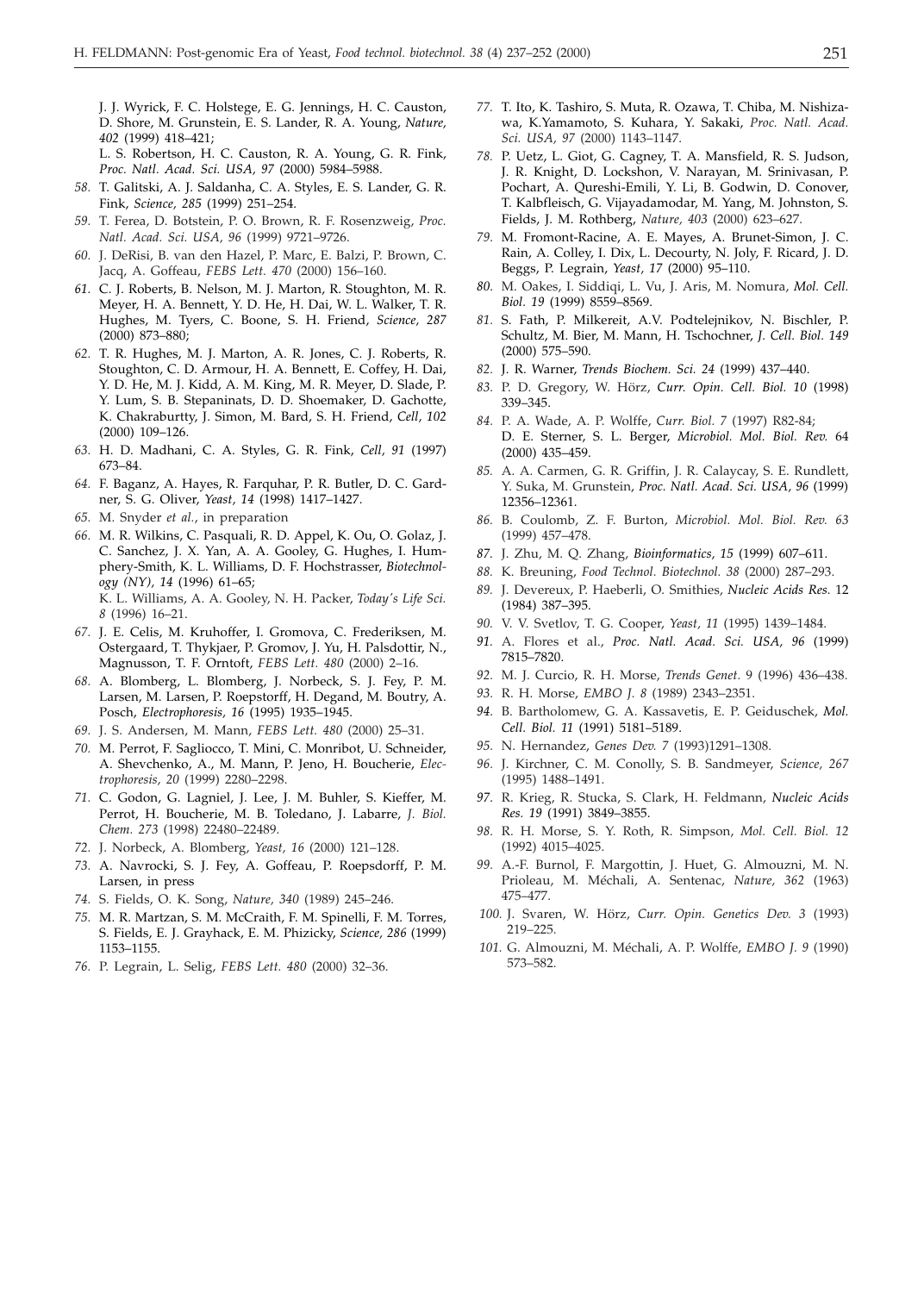J. J. Wyrick, F. C. Holstege, E. G. Jennings, H. C. Causton, D. Shore, M. Grunstein, E. S. Lander, R. A. Young, *Nature, 402* (1999) 418–421;
L. S. Robertson, H. C. Causton, R. A. Young, G. R. Fink, *Proc. Natl. Acad. Sci. USA, 97* (2000) 5984–5988.

58. T. Galitski, A. J. Saldanha, C. A. Styles, E. S. Lander, G. R. Fink, *Science, 285* (1999) 251–254.
59. T. Ferea, D. Botstein, P. O. Brown, R. F. Rosenzweig, *Proc. Natl. Acad. Sci. USA, 96* (1999) 9721–9726.
60. J. DeRisi, B. van den Hazel, P. Marc, E. Balzi, P. Brown, C. Jacq, A. Goffeau, *FEBS Lett. 470* (2000) 156–160.
61. C. J. Roberts, B. Nelson, M. J. Marton, R. Stoughton, M. R. Meyer, H. A. Bennett, Y. D. He, H. Dai, W. L. Walker, T. R. Hughes, M. Tyers, C. Boone, S. H. Friend, *Science, 287* (2000) 873–880;
62. T. R. Hughes, M. J. Marton, A. R. Jones, C. J. Roberts, R. Stoughton, C. D. Armour, H. A. Bennett, E. Coffey, H. Dai, Y. D. He, M. J. Kidd, A. M. King, M. R. Meyer, D. Slade, P. Y. Lum, S. B. Stepaninats, D. D. Shoemaker, D. Gachotte, K. Chakraburtty, J. Simon, M. Bard, S. H. Friend, *Cell, 102* (2000) 109–126.
63. H. D. Madhani, C. A. Styles, G. R. Fink, *Cell, 91* (1997) 673–84.
64. F. Baganz, A. Hayes, R. Farquhar, P. R. Butler, D. C. Gardner, S. G. Oliver, *Yeast, 14* (1998) 1417–1427.
65. M. Snyder *et al.*, in preparation
66. M. R. Wilkins, C. Pasquali, R. D. Appel, K. Ou, O. Golaz, J. C. Sanchez, J. X. Yan, A. A. Gooley, G. Hughes, I. Humphery-Smith, K. L. Williams, D. F. Hochstrasser, *Biotechnology (NY), 14* (1996) 61–65;
K. L. Williams, A. A. Gooley, N. H. Packer, *Today's Life Sci. 8* (1996) 16–21.
67. J. E. Celis, M. Kruhoffer, I. Gromova, C. Frederiksen, M. Ostergaard, T. Thykjaer, P. Gromov, J. Yu, H. Palsdottir, N., Magnusson, T. F. Orntoft, *FEBS Lett. 480* (2000) 2–16.
68. A. Blomberg, L. Blomberg, J. Norbeck, S. J. Fey, P. M. Larsen, M. Larsen, P. Roepstorff, H. Degand, M. Boutry, A. Posch, *Electrophoresis, 16* (1995) 1935–1945.
69. J. S. Andersen, M. Mann, *FEBS Lett. 480* (2000) 25–31.
70. M. Perrot, F. Sagliocco, T. Mini, C. Monribot, U. Schneider, A. Shevchenko, A., M. Mann, P. Jeno, H. Boucherie, *Electrophoresis, 20* (1999) 2280–2298.
71. C. Godon, G. Lagniel, J. Lee, J. M. Buhler, S. Kieffer, M. Perrot, H. Boucherie, M. B. Toledano, J. Labarre, *J. Biol. Chem. 273* (1998) 22480–22489.
72. J. Norbeck, A. Blomberg, *Yeast, 16* (2000) 121–128.
73. A. Navrocki, S. J. Fey, A. Goffeau, P. Roepsdorff, P. M. Larsen, in press
74. S. Fields, O. K. Song, *Nature, 340* (1989) 245–246.
75. M. R. Martzan, S. M. McCraith, F. M. Spinelli, F. M. Torres, S. Fields, E. J. Grayhack, E. M. Phizicky, *Science, 286* (1999) 1153–1155.
76. P. Legrain, L. Selig, *FEBS Lett. 480* (2000) 32–36.
77. T. Ito, K. Tashiro, S. Muta, R. Ozawa, T. Chiba, M. Nishizawa, K.Yamamoto, S. Kuhara, Y. Sakaki, *Proc. Natl. Acad. Sci. USA, 97* (2000) 1143–1147.
78. P. Uetz, L. Giot, G. Cagney, T. A. Mansfield, R. S. Judson, J. R. Knight, D. Lockshon, V. Narayan, M. Srinivasan, P. Pochart, A. Qureshi-Emili, Y. Li, B. Godwin, D. Conover, T. Kalbfleisch, G. Vijayadamodar, M. Yang, M. Johnston, S. Fields, J. M. Rothberg, *Nature, 403* (2000) 623–627.
79. M. Fromont-Racine, A. E. Mayes, A. Brunet-Simon, J. C. Rain, A. Colley, I. Dix, L. Decourty, N. Joly, F. Ricard, J. D. Beggs, P. Legrain, *Yeast, 17* (2000) 95–110.
80. M. Oakes, I. Siddiqi, L. Vu, J. Aris, M. Nomura, *Mol. Cell. Biol. 19* (1999) 8559–8569.
81. S. Fath, P. Milkereit, A.V. Podtelejnikov, N. Bischler, P. Schultz, M. Bier, M. Mann, H. Tschochner, *J. Cell. Biol. 149* (2000) 575–590.
82. J. R. Warner, *Trends Biochem. Sci. 24* (1999) 437–440.
83. P. D. Gregory, W. Hörz, *Curr. Opin. Cell. Biol. 10* (1998) 339–345.
84. P. A. Wade, A. P. Wolffe, *Curr. Biol. 7* (1997) R82-84;
D. E. Sterner, S. L. Berger, *Microbiol. Mol. Biol. Rev.* 64 (2000) 435–459.
85. A. A. Carmen, G. R. Griffin, J. R. Calaycay, S. E. Rundlett, Y. Suka, M. Grunstein, *Proc. Natl. Acad. Sci. USA, 96* (1999) 12356–12361.
86. B. Coulomb, Z. F. Burton, *Microbiol. Mol. Biol. Rev. 63* (1999) 457–478.
87. J. Zhu, M. Q. Zhang, *Bioinformatics, 15* (1999) 607–611.
88. K. Breuning, *Food Technol. Biotechnol. 38* (2000) 287–293.
89. J. Devereux, P. Haeberli, O. Smithies, *Nucleic Acids Res.* 12 (1984) 387–395.
90. V. V. Svetlov, T. G. Cooper, *Yeast, 11* (1995) 1439–1484.
91. A. Flores et al., *Proc. Natl. Acad. Sci. USA, 96* (1999) 7815–7820.
92. M. J. Curcio, R. H. Morse, *Trends Genet.* 9 (1996) 436–438.
93. R. H. Morse, *EMBO J. 8* (1989) 2343–2351.
94. B. Bartholomew, G. A. Kassavetis, E. P. Geiduschek, *Mol. Cell. Biol. 11* (1991) 5181–5189.
95. N. Hernandez, *Genes Dev. 7* (1993)1291–1308.
96. J. Kirchner, C. M. Conolly, S. B. Sandmeyer, *Science, 267* (1995) 1488–1491.
97. R. Krieg, R. Stucka, S. Clark, H. Feldmann, *Nucleic Acids Res. 19* (1991) 3849–3855.
98. R. H. Morse, S. Y. Roth, R. Simpson, *Mol. Cell. Biol. 12* (1992) 4015–4025.
99. A.-F. Burnol, F. Margottin, J. Huet, G. Almouzni, M. N. Prioleau, M. Méchali, A. Sentenac, *Nature, 362* (1963) 475–477.
100. J. Svaren, W. Hörz, *Curr. Opin. Genetics Dev. 3* (1993) 219–225.
101. G. Almouzni, M. Méchali, A. P. Wolffe, *EMBO J. 9* (1990) 573–582.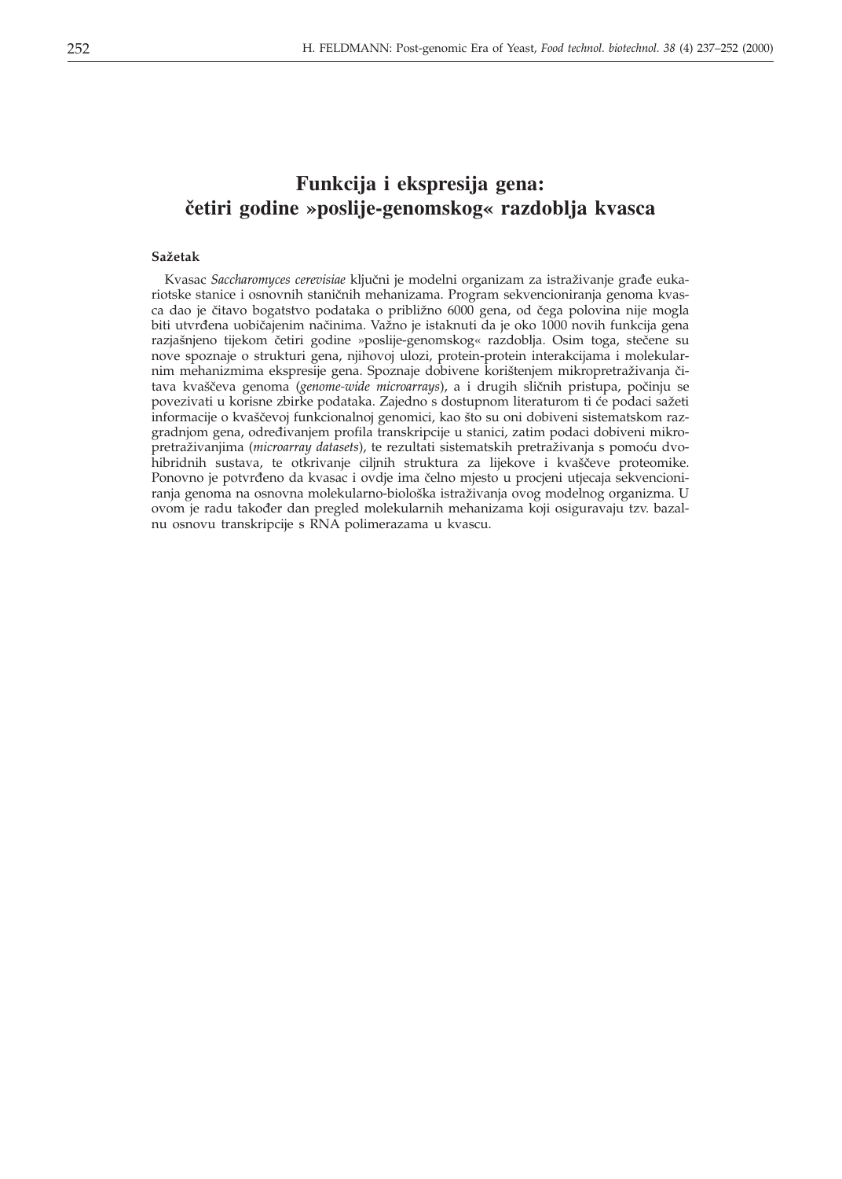# Funkcija i ekspresija gena: četiri godine »poslije-genomskog« razdoblja kvasca

### Sažetak

Kvasac *Saccharomyces cerevisiae* ključni je modelni organizam za istraživanje građe eukariotske stanice i osnovnih staničnih mehanizama. Program sekvencioniranja genoma kvasca dao je čitavo bogatstvo podataka o približno 6000 gena, od čega polovina nije mogla biti utvrđena uobičajenim načinima. Važno je istaknuti da je oko 1000 novih funkcija gena razjašnjeno tijekom četiri godine »poslije-genomskog« razdoblja. Osim toga, stečene su nove spoznaje o strukturi gena, njihovoj ulozi, protein-protein interakcijama i molekularnim mehanizmima ekspresije gena. Spoznaje dobivene korištenjem mikropretraživanja čitava kvaščeva genoma (*genome-wide microarrays*), a i drugih sličnih pristupa, počinju se povezivati u korisne zbirke podataka. Zajedno s dostupnom literaturom ti će podaci sažeti informacije o kvaščevoj funkcionalnoj genomici, kao što su oni dobiveni sistematskom razgradnjom gena, određivanjem profila transkripcije u stanici, zatim podaci dobiveni mikropretraživanjima (*microarray datasets*), te rezultati sistematskih pretraživanja s pomoću dvohibridnih sustava, te otkrivanje ciljnih struktura za lijekove i kvaščeve proteomike. Ponovno je potvrđeno da kvasac i ovdje ima čelno mjesto u procjeni utjecaja sekvencioniranja genoma na osnovna molekularno-biološka istraživanja ovog modelnog organizma. U ovom je radu također dan pregled molekularnih mehanizama koji osiguravaju tzv. bazalnu osnovu transkripcije s RNA polimerazama u kvascu.